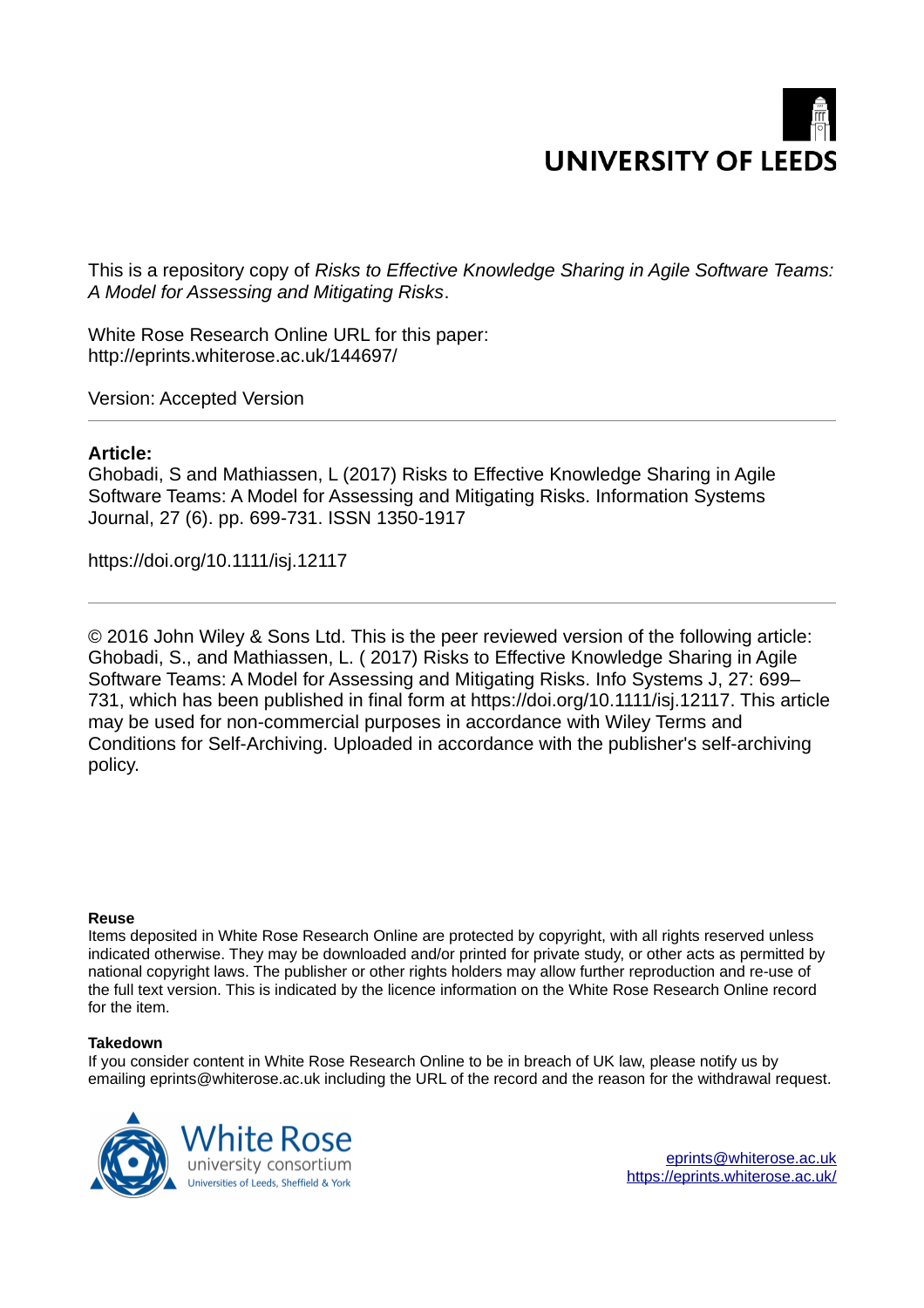UNIVERSITY OF LEEDS

This is a repository copy of *Risks to Effective Knowledge Sharing in Agile Software Teams: A Model for Assessing and Mitigating Risks*.

White Rose Research Online URL for this paper:
http://eprints.whiterose.ac.uk/144697/

Version: Accepted Version

---

**Article:**

Ghobadi, S and Mathiassen, L (2017) Risks to Effective Knowledge Sharing in Agile Software Teams: A Model for Assessing and Mitigating Risks. Information Systems Journal, 27 (6). pp. 699-731. ISSN 1350-1917

https://doi.org/10.1111/isj.12117

---

© 2016 John Wiley & Sons Ltd. This is the peer reviewed version of the following article: Ghobadi, S., and Mathiassen, L. ( 2017) Risks to Effective Knowledge Sharing in Agile Software Teams: A Model for Assessing and Mitigating Risks. Info Systems J, 27: 699–731, which has been published in final form at https://doi.org/10.1111/isj.12117. This article may be used for non-commercial purposes in accordance with Wiley Terms and Conditions for Self-Archiving. Uploaded in accordance with the publisher's self-archiving policy.

**Reuse**

Items deposited in White Rose Research Online are protected by copyright, with all rights reserved unless indicated otherwise. They may be downloaded and/or printed for private study, or other acts as permitted by national copyright laws. The publisher or other rights holders may allow further reproduction and re-use of the full text version. This is indicated by the licence information on the White Rose Research Online record for the item.

**Takedown**

If you consider content in White Rose Research Online to be in breach of UK law, please notify us by emailing eprints@whiterose.ac.uk including the URL of the record and the reason for the withdrawal request.

White Rose university consortium
Universities of Leeds, Sheffield & York

eprints@whiterose.ac.uk
https://eprints.whiterose.ac.uk/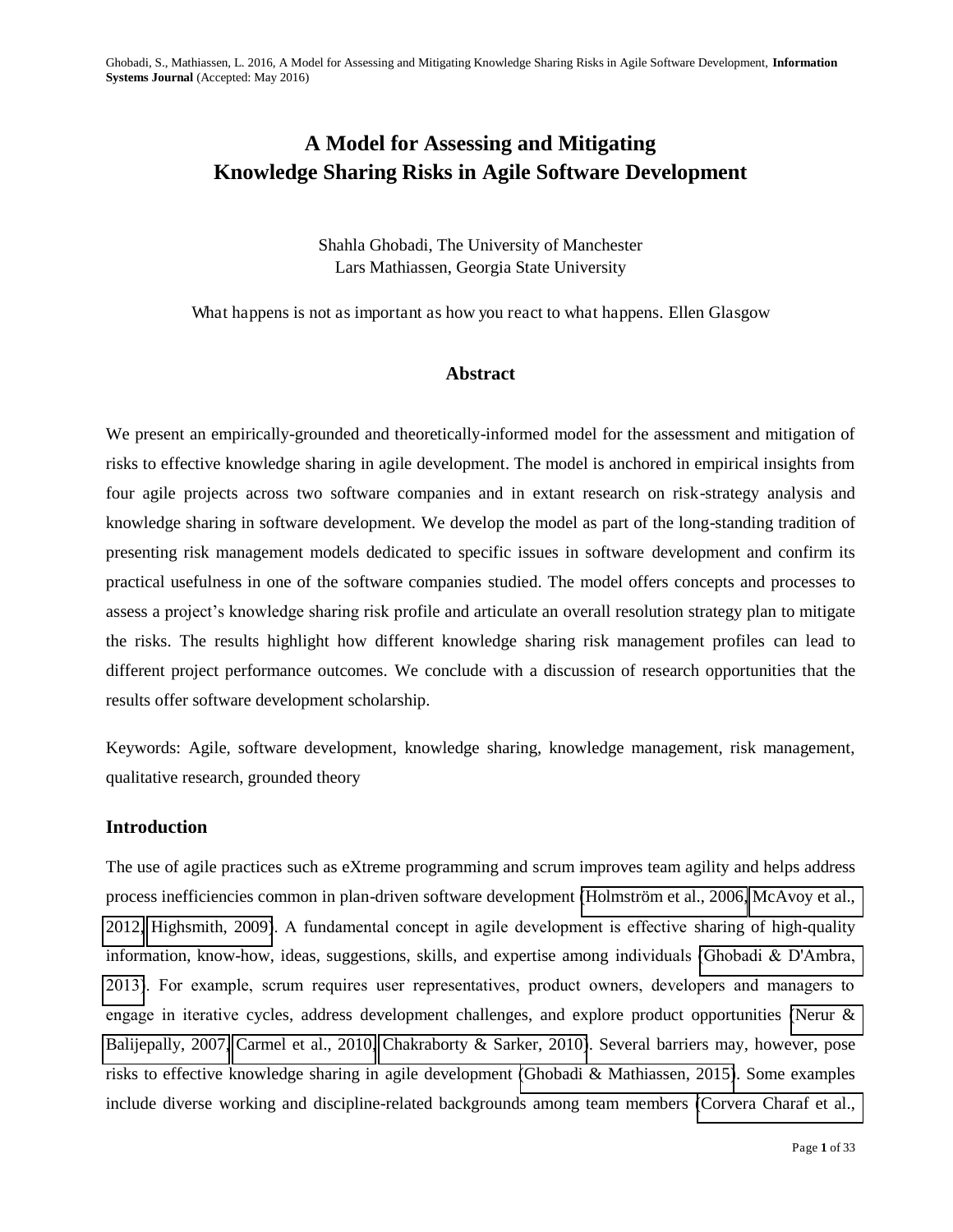# A Model for Assessing and Mitigating Knowledge Sharing Risks in Agile Software Development

Shahla Ghobadi, The University of Manchester
Lars Mathiassen, Georgia State University

What happens is not as important as how you react to what happens. Ellen Glasgow

## Abstract

We present an empirically-grounded and theoretically-informed model for the assessment and mitigation of risks to effective knowledge sharing in agile development. The model is anchored in empirical insights from four agile projects across two software companies and in extant research on risk-strategy analysis and knowledge sharing in software development. We develop the model as part of the long-standing tradition of presenting risk management models dedicated to specific issues in software development and confirm its practical usefulness in one of the software companies studied. The model offers concepts and processes to assess a project's knowledge sharing risk profile and articulate an overall resolution strategy plan to mitigate the risks. The results highlight how different knowledge sharing risk management profiles can lead to different project performance outcomes. We conclude with a discussion of research opportunities that the results offer software development scholarship.

Keywords: Agile, software development, knowledge sharing, knowledge management, risk management, qualitative research, grounded theory

## Introduction

The use of agile practices such as eXtreme programming and scrum improves team agility and helps address process inefficiencies common in plan-driven software development (Holmström et al., 2006, McAvoy et al., 2012, Highsmith, 2009). A fundamental concept in agile development is effective sharing of high-quality information, know-how, ideas, suggestions, skills, and expertise among individuals (Ghobadi & D'Ambra, 2013). For example, scrum requires user representatives, product owners, developers and managers to engage in iterative cycles, address development challenges, and explore product opportunities (Nerur & Balijepally, 2007, Carmel et al., 2010, Chakraborty & Sarker, 2010). Several barriers may, however, pose risks to effective knowledge sharing in agile development (Ghobadi & Mathiassen, 2015). Some examples include diverse working and discipline-related backgrounds among team members (Corvera Charaf et al.,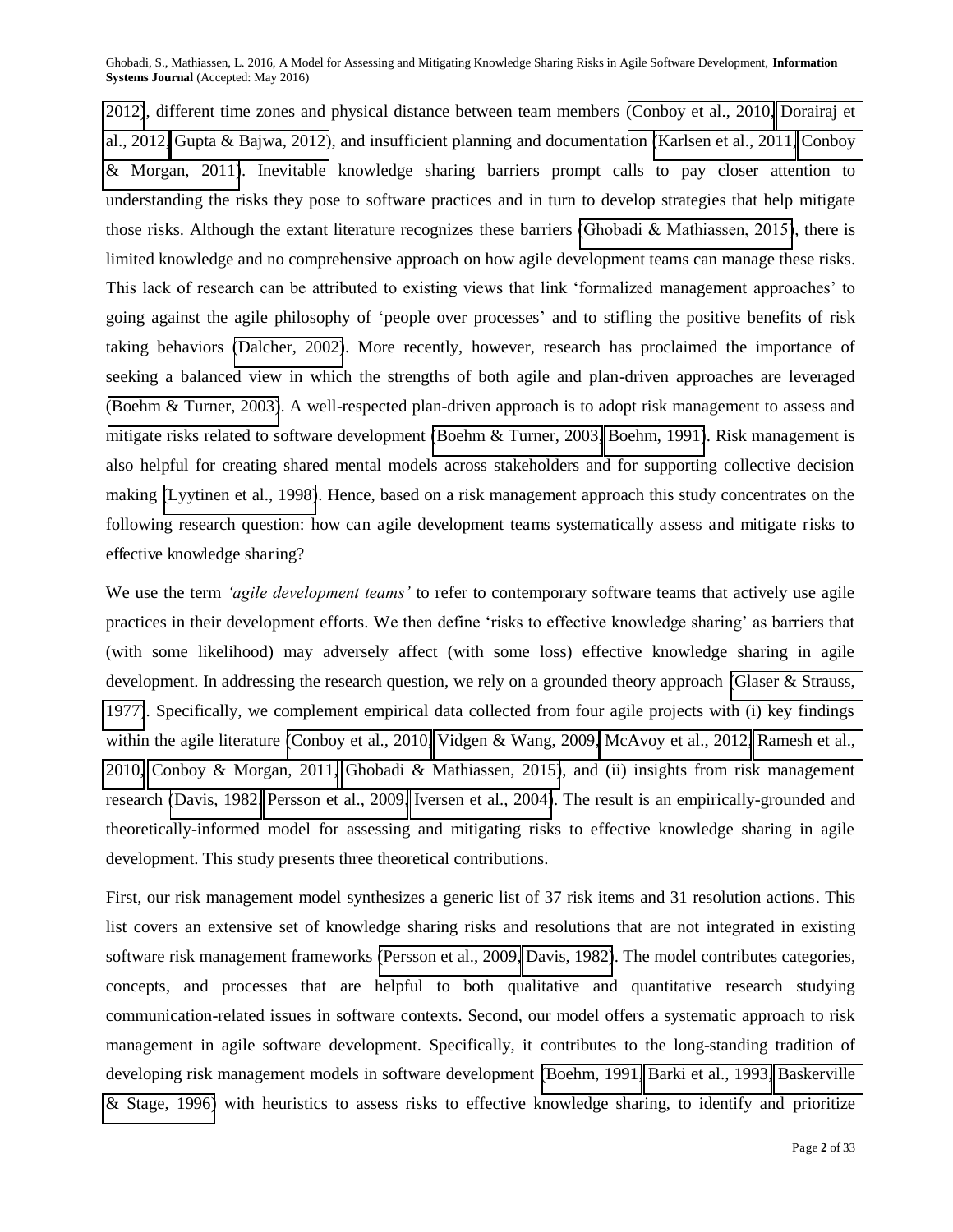2012), different time zones and physical distance between team members (Conboy et al., 2010, Dorairaj et al., 2012, Gupta & Bajwa, 2012), and insufficient planning and documentation (Karlsen et al., 2011, Conboy & Morgan, 2011). Inevitable knowledge sharing barriers prompt calls to pay closer attention to understanding the risks they pose to software practices and in turn to develop strategies that help mitigate those risks. Although the extant literature recognizes these barriers (Ghobadi & Mathiassen, 2015), there is limited knowledge and no comprehensive approach on how agile development teams can manage these risks. This lack of research can be attributed to existing views that link 'formalized management approaches' to going against the agile philosophy of 'people over processes' and to stifling the positive benefits of risk taking behaviors (Dalcher, 2002). More recently, however, research has proclaimed the importance of seeking a balanced view in which the strengths of both agile and plan-driven approaches are leveraged (Boehm & Turner, 2003). A well-respected plan-driven approach is to adopt risk management to assess and mitigate risks related to software development (Boehm & Turner, 2003, Boehm, 1991). Risk management is also helpful for creating shared mental models across stakeholders and for supporting collective decision making (Lyytinen et al., 1998). Hence, based on a risk management approach this study concentrates on the following research question: how can agile development teams systematically assess and mitigate risks to effective knowledge sharing?

We use the term *'agile development teams'* to refer to contemporary software teams that actively use agile practices in their development efforts. We then define 'risks to effective knowledge sharing' as barriers that (with some likelihood) may adversely affect (with some loss) effective knowledge sharing in agile development. In addressing the research question, we rely on a grounded theory approach (Glaser & Strauss, 1977). Specifically, we complement empirical data collected from four agile projects with (i) key findings within the agile literature (Conboy et al., 2010, Vidgen & Wang, 2009, McAvoy et al., 2012, Ramesh et al., 2010, Conboy & Morgan, 2011, Ghobadi & Mathiassen, 2015), and (ii) insights from risk management research (Davis, 1982, Persson et al., 2009, Iversen et al., 2004). The result is an empirically-grounded and theoretically-informed model for assessing and mitigating risks to effective knowledge sharing in agile development. This study presents three theoretical contributions.

First, our risk management model synthesizes a generic list of 37 risk items and 31 resolution actions. This list covers an extensive set of knowledge sharing risks and resolutions that are not integrated in existing software risk management frameworks (Persson et al., 2009, Davis, 1982). The model contributes categories, concepts, and processes that are helpful to both qualitative and quantitative research studying communication-related issues in software contexts. Second, our model offers a systematic approach to risk management in agile software development. Specifically, it contributes to the long-standing tradition of developing risk management models in software development (Boehm, 1991, Barki et al., 1993, Baskerville & Stage, 1996) with heuristics to assess risks to effective knowledge sharing, to identify and prioritize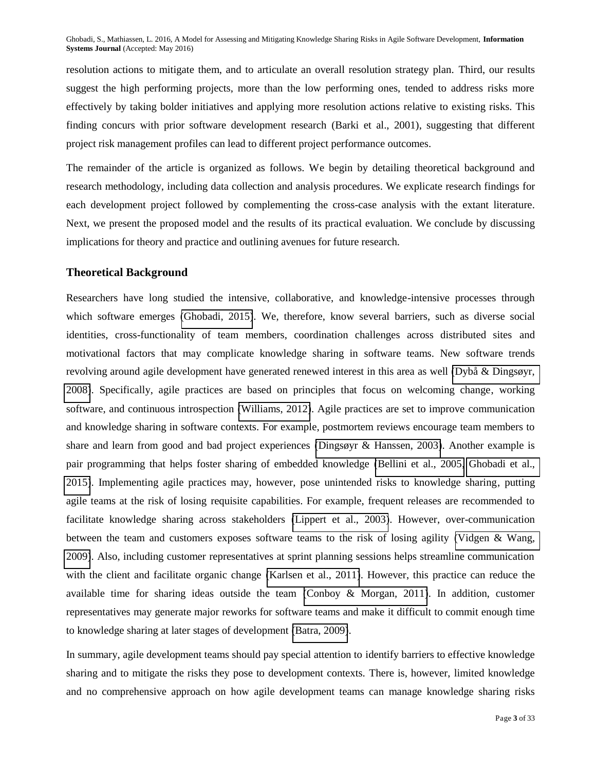resolution actions to mitigate them, and to articulate an overall resolution strategy plan. Third, our results suggest the high performing projects, more than the low performing ones, tended to address risks more effectively by taking bolder initiatives and applying more resolution actions relative to existing risks. This finding concurs with prior software development research (Barki et al., 2001), suggesting that different project risk management profiles can lead to different project performance outcomes.

The remainder of the article is organized as follows. We begin by detailing theoretical background and research methodology, including data collection and analysis procedures. We explicate research findings for each development project followed by complementing the cross-case analysis with the extant literature. Next, we present the proposed model and the results of its practical evaluation. We conclude by discussing implications for theory and practice and outlining avenues for future research.

## Theoretical Background

Researchers have long studied the intensive, collaborative, and knowledge-intensive processes through which software emerges (Ghobadi, 2015). We, therefore, know several barriers, such as diverse social identities, cross-functionality of team members, coordination challenges across distributed sites and motivational factors that may complicate knowledge sharing in software teams. New software trends revolving around agile development have generated renewed interest in this area as well (Dybå & Dingsøyr, 2008). Specifically, agile practices are based on principles that focus on welcoming change, working software, and continuous introspection (Williams, 2012). Agile practices are set to improve communication and knowledge sharing in software contexts. For example, postmortem reviews encourage team members to share and learn from good and bad project experiences (Dingsøyr & Hanssen, 2003). Another example is pair programming that helps foster sharing of embedded knowledge (Bellini et al., 2005; Ghobadi et al., 2015). Implementing agile practices may, however, pose unintended risks to knowledge sharing, putting agile teams at the risk of losing requisite capabilities. For example, frequent releases are recommended to facilitate knowledge sharing across stakeholders (Lippert et al., 2003). However, over-communication between the team and customers exposes software teams to the risk of losing agility (Vidgen & Wang, 2009). Also, including customer representatives at sprint planning sessions helps streamline communication with the client and facilitate organic change (Karlsen et al., 2011). However, this practice can reduce the available time for sharing ideas outside the team (Conboy & Morgan, 2011). In addition, customer representatives may generate major reworks for software teams and make it difficult to commit enough time to knowledge sharing at later stages of development (Batra, 2009).

In summary, agile development teams should pay special attention to identify barriers to effective knowledge sharing and to mitigate the risks they pose to development contexts. There is, however, limited knowledge and no comprehensive approach on how agile development teams can manage knowledge sharing risks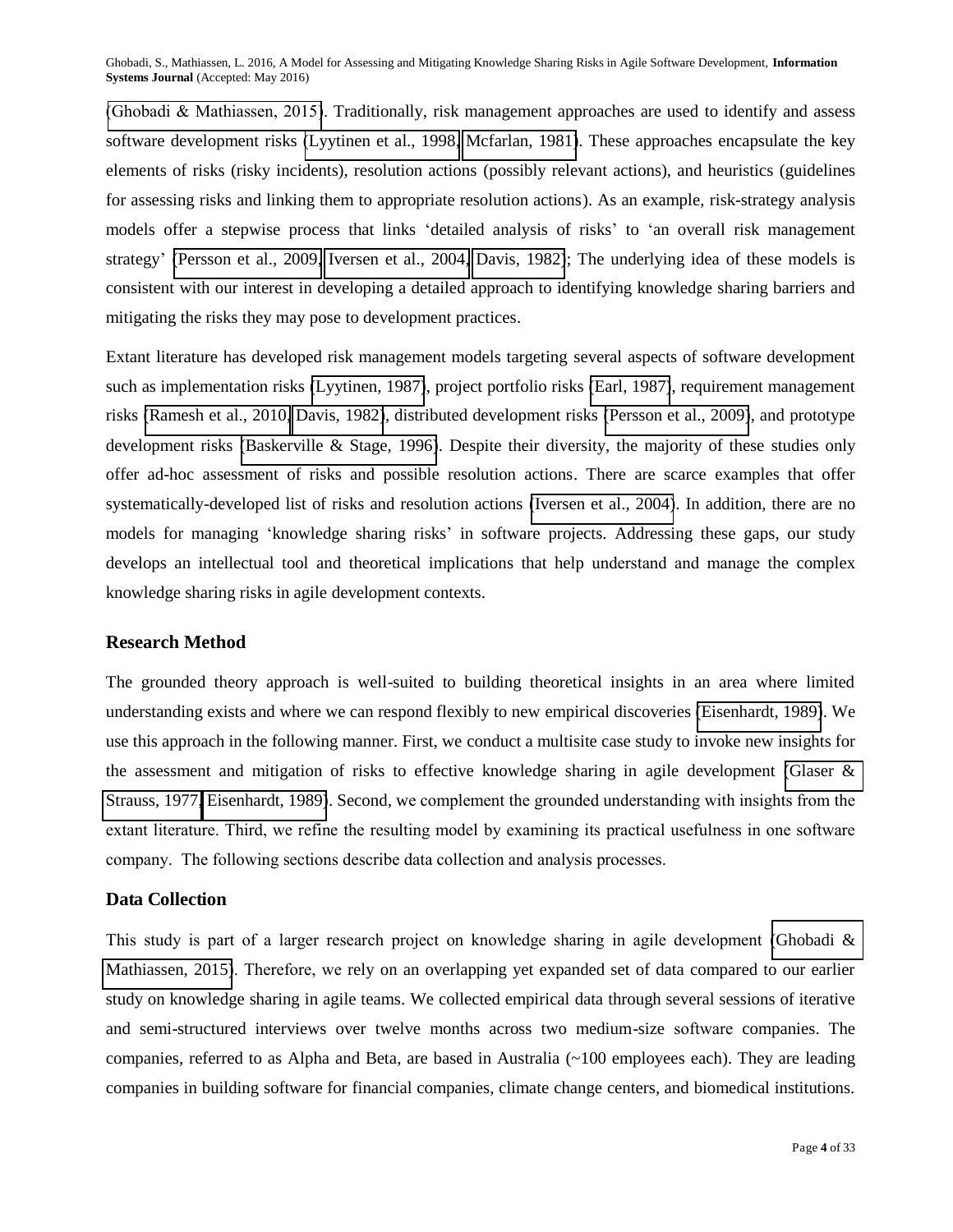(Ghobadi & Mathiassen, 2015). Traditionally, risk management approaches are used to identify and assess software development risks (Lyytinen et al., 1998, Mcfarlan, 1981). These approaches encapsulate the key elements of risks (risky incidents), resolution actions (possibly relevant actions), and heuristics (guidelines for assessing risks and linking them to appropriate resolution actions). As an example, risk-strategy analysis models offer a stepwise process that links 'detailed analysis of risks' to 'an overall risk management strategy' (Persson et al., 2009, Iversen et al., 2004, Davis, 1982); The underlying idea of these models is consistent with our interest in developing a detailed approach to identifying knowledge sharing barriers and mitigating the risks they may pose to development practices.

Extant literature has developed risk management models targeting several aspects of software development such as implementation risks (Lyytinen, 1987), project portfolio risks (Earl, 1987), requirement management risks (Ramesh et al., 2010, Davis, 1982), distributed development risks (Persson et al., 2009), and prototype development risks (Baskerville & Stage, 1996). Despite their diversity, the majority of these studies only offer ad-hoc assessment of risks and possible resolution actions. There are scarce examples that offer systematically-developed list of risks and resolution actions (Iversen et al., 2004). In addition, there are no models for managing 'knowledge sharing risks' in software projects. Addressing these gaps, our study develops an intellectual tool and theoretical implications that help understand and manage the complex knowledge sharing risks in agile development contexts.

## Research Method

The grounded theory approach is well-suited to building theoretical insights in an area where limited understanding exists and where we can respond flexibly to new empirical discoveries (Eisenhardt, 1989). We use this approach in the following manner. First, we conduct a multisite case study to invoke new insights for the assessment and mitigation of risks to effective knowledge sharing in agile development (Glaser & Strauss, 1977, Eisenhardt, 1989). Second, we complement the grounded understanding with insights from the extant literature. Third, we refine the resulting model by examining its practical usefulness in one software company. The following sections describe data collection and analysis processes.

### Data Collection

This study is part of a larger research project on knowledge sharing in agile development (Ghobadi & Mathiassen, 2015). Therefore, we rely on an overlapping yet expanded set of data compared to our earlier study on knowledge sharing in agile teams. We collected empirical data through several sessions of iterative and semi-structured interviews over twelve months across two medium-size software companies. The companies, referred to as Alpha and Beta, are based in Australia (~100 employees each). They are leading companies in building software for financial companies, climate change centers, and biomedical institutions.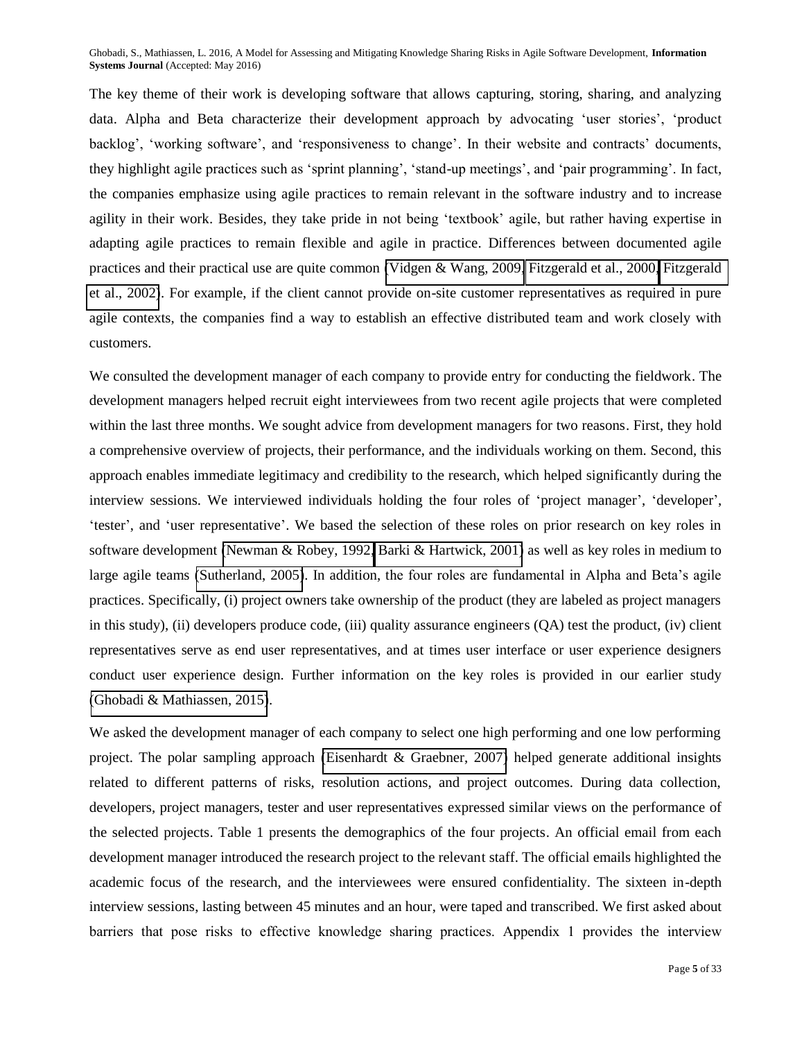The key theme of their work is developing software that allows capturing, storing, sharing, and analyzing data. Alpha and Beta characterize their development approach by advocating 'user stories', 'product backlog', 'working software', and 'responsiveness to change'. In their website and contracts' documents, they highlight agile practices such as 'sprint planning', 'stand-up meetings', and 'pair programming'. In fact, the companies emphasize using agile practices to remain relevant in the software industry and to increase agility in their work. Besides, they take pride in not being 'textbook' agile, but rather having expertise in adapting agile practices to remain flexible and agile in practice. Differences between documented agile practices and their practical use are quite common (Vidgen & Wang, 2009, Fitzgerald et al., 2000, Fitzgerald et al., 2002). For example, if the client cannot provide on-site customer representatives as required in pure agile contexts, the companies find a way to establish an effective distributed team and work closely with customers.

We consulted the development manager of each company to provide entry for conducting the fieldwork. The development managers helped recruit eight interviewees from two recent agile projects that were completed within the last three months. We sought advice from development managers for two reasons. First, they hold a comprehensive overview of projects, their performance, and the individuals working on them. Second, this approach enables immediate legitimacy and credibility to the research, which helped significantly during the interview sessions. We interviewed individuals holding the four roles of 'project manager', 'developer', 'tester', and 'user representative'. We based the selection of these roles on prior research on key roles in software development (Newman & Robey, 1992, Barki & Hartwick, 2001) as well as key roles in medium to large agile teams (Sutherland, 2005). In addition, the four roles are fundamental in Alpha and Beta's agile practices. Specifically, (i) project owners take ownership of the product (they are labeled as project managers in this study), (ii) developers produce code, (iii) quality assurance engineers (QA) test the product, (iv) client representatives serve as end user representatives, and at times user interface or user experience designers conduct user experience design. Further information on the key roles is provided in our earlier study (Ghobadi & Mathiassen, 2015).

We asked the development manager of each company to select one high performing and one low performing project. The polar sampling approach (Eisenhardt & Graebner, 2007) helped generate additional insights related to different patterns of risks, resolution actions, and project outcomes. During data collection, developers, project managers, tester and user representatives expressed similar views on the performance of the selected projects. Table 1 presents the demographics of the four projects. An official email from each development manager introduced the research project to the relevant staff. The official emails highlighted the academic focus of the research, and the interviewees were ensured confidentiality. The sixteen in-depth interview sessions, lasting between 45 minutes and an hour, were taped and transcribed. We first asked about barriers that pose risks to effective knowledge sharing practices. Appendix 1 provides the interview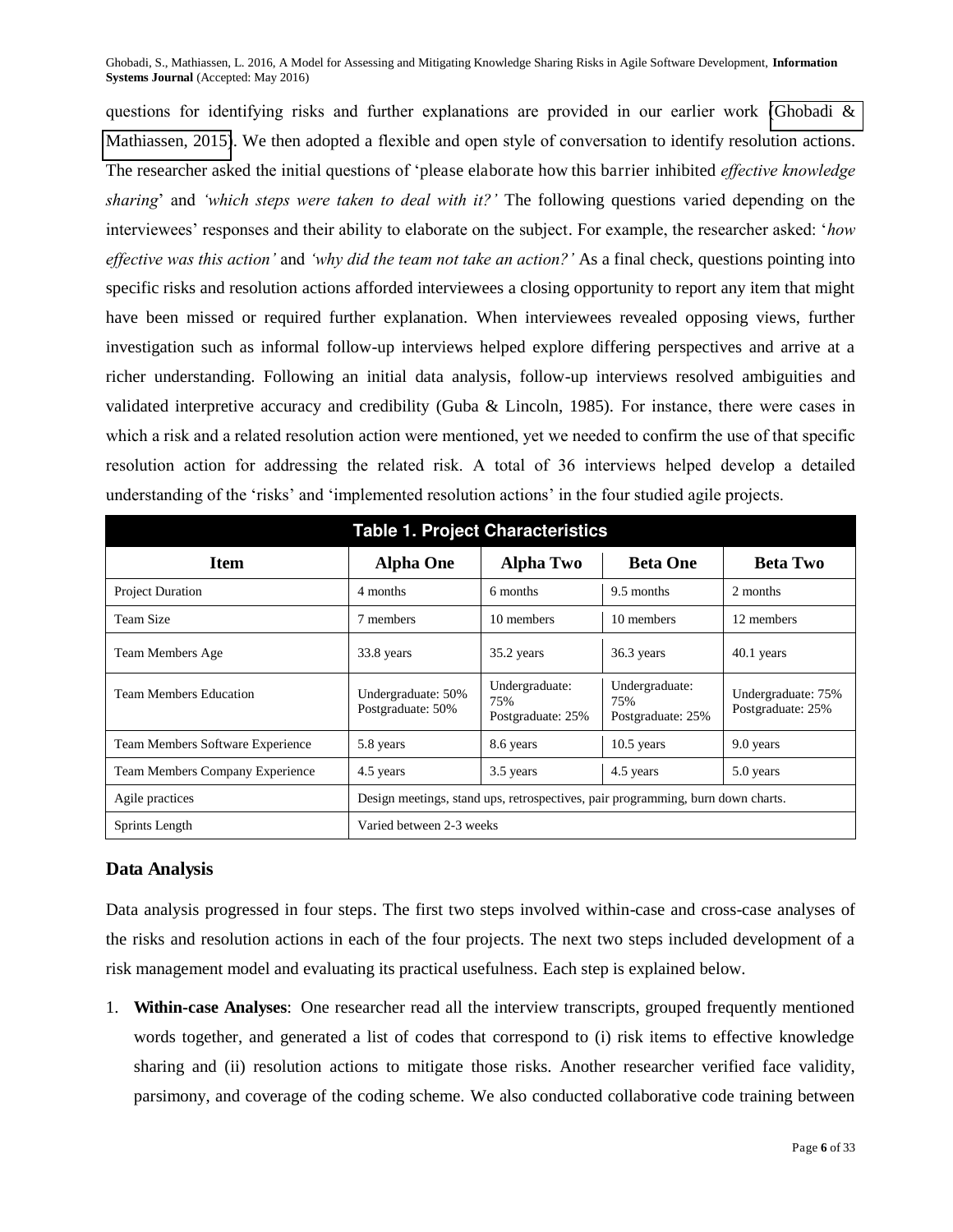questions for identifying risks and further explanations are provided in our earlier work (Ghobadi & Mathiassen, 2015). We then adopted a flexible and open style of conversation to identify resolution actions. The researcher asked the initial questions of 'please elaborate how this barrier inhibited *effective knowledge sharing*' and *'which steps were taken to deal with it?'* The following questions varied depending on the interviewees' responses and their ability to elaborate on the subject. For example, the researcher asked: '*how effective was this action'* and *'why did the team not take an action?'* As a final check, questions pointing into specific risks and resolution actions afforded interviewees a closing opportunity to report any item that might have been missed or required further explanation. When interviewees revealed opposing views, further investigation such as informal follow-up interviews helped explore differing perspectives and arrive at a richer understanding. Following an initial data analysis, follow-up interviews resolved ambiguities and validated interpretive accuracy and credibility (Guba & Lincoln, 1985). For instance, there were cases in which a risk and a related resolution action were mentioned, yet we needed to confirm the use of that specific resolution action for addressing the related risk. A total of 36 interviews helped develop a detailed understanding of the 'risks' and 'implemented resolution actions' in the four studied agile projects.

**Table 1. Project Characteristics**

| Item | Alpha One | Alpha Two | Beta One | Beta Two |
|---|---|---|---|---|
| Project Duration | 4 months | 6 months | 9.5 months | 2 months |
| Team Size | 7 members | 10 members | 10 members | 12 members |
| Team Members Age | 33.8 years | 35.2 years | 36.3 years | 40.1 years |
| Team Members Education | Undergraduate: 50% Postgraduate: 50% | Undergraduate: 75% Postgraduate: 25% | Undergraduate: 75% Postgraduate: 25% | Undergraduate: 75% Postgraduate: 25% |
| Team Members Software Experience | 5.8 years | 8.6 years | 10.5 years | 9.0 years |
| Team Members Company Experience | 4.5 years | 3.5 years | 4.5 years | 5.0 years |
| Agile practices | Design meetings, stand ups, retrospectives, pair programming, burn down charts. | | | |
| Sprints Length | Varied between 2-3 weeks | | | |

### Data Analysis

Data analysis progressed in four steps. The first two steps involved within-case and cross-case analyses of the risks and resolution actions in each of the four projects. The next two steps included development of a risk management model and evaluating its practical usefulness. Each step is explained below.

1. **Within-case Analyses**: One researcher read all the interview transcripts, grouped frequently mentioned words together, and generated a list of codes that correspond to (i) risk items to effective knowledge sharing and (ii) resolution actions to mitigate those risks. Another researcher verified face validity, parsimony, and coverage of the coding scheme. We also conducted collaborative code training between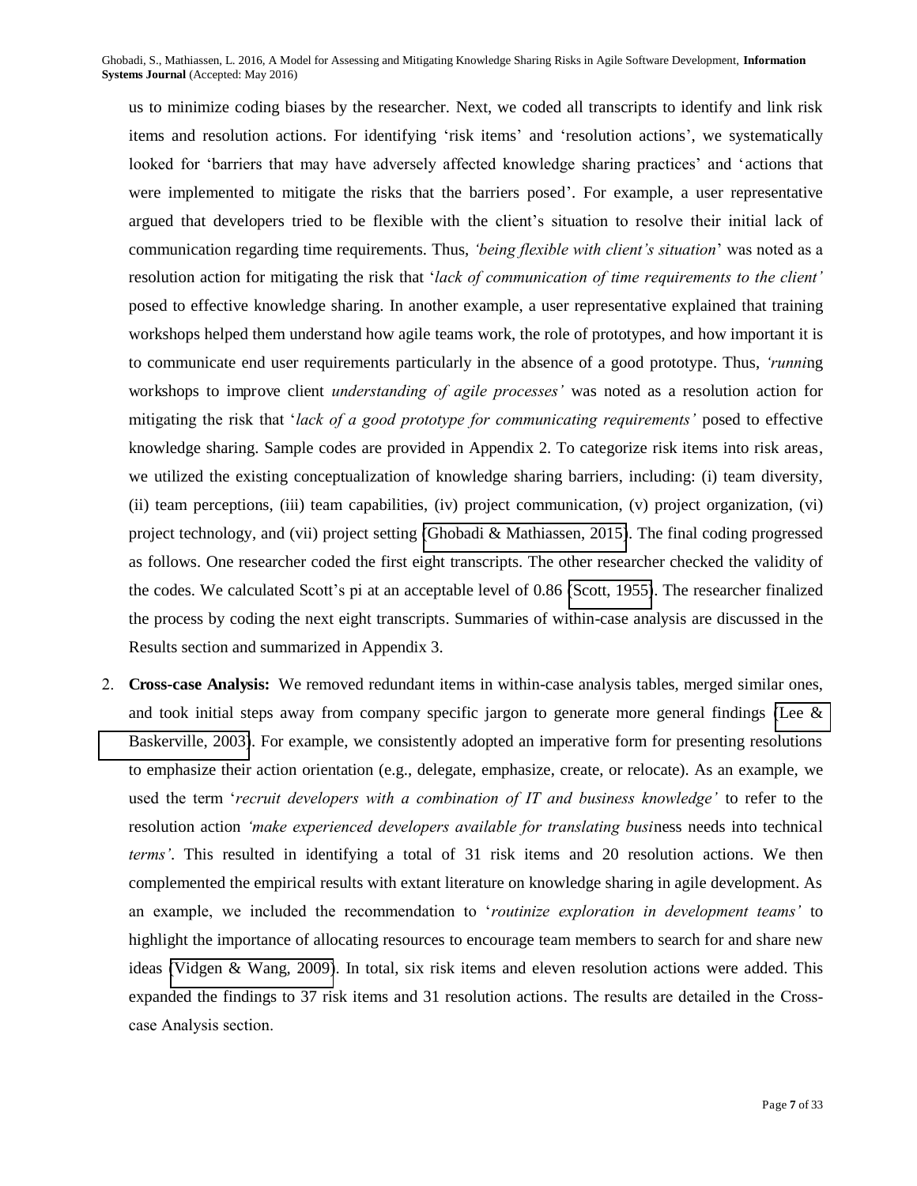us to minimize coding biases by the researcher. Next, we coded all transcripts to identify and link risk items and resolution actions. For identifying 'risk items' and 'resolution actions', we systematically looked for 'barriers that may have adversely affected knowledge sharing practices' and 'actions that were implemented to mitigate the risks that the barriers posed'. For example, a user representative argued that developers tried to be flexible with the client's situation to resolve their initial lack of communication regarding time requirements. Thus, *'being flexible with client's situation*' was noted as a resolution action for mitigating the risk that '*lack of communication of time requirements to the client'* posed to effective knowledge sharing. In another example, a user representative explained that training workshops helped them understand how agile teams work, the role of prototypes, and how important it is to communicate end user requirements particularly in the absence of a good prototype. Thus, *'running* workshops to improve client *understanding of agile processes'* was noted as a resolution action for mitigating the risk that '*lack of a good prototype for communicating requirements'* posed to effective knowledge sharing. Sample codes are provided in Appendix 2. To categorize risk items into risk areas, we utilized the existing conceptualization of knowledge sharing barriers, including: (i) team diversity, (ii) team perceptions, (iii) team capabilities, (iv) project communication, (v) project organization, (vi) project technology, and (vii) project setting (Ghobadi & Mathiassen, 2015). The final coding progressed as follows. One researcher coded the first eight transcripts. The other researcher checked the validity of the codes. We calculated Scott's pi at an acceptable level of 0.86 (Scott, 1955). The researcher finalized the process by coding the next eight transcripts. Summaries of within-case analysis are discussed in the Results section and summarized in Appendix 3.

2. **Cross-case Analysis:** We removed redundant items in within-case analysis tables, merged similar ones, and took initial steps away from company specific jargon to generate more general findings (Lee & Baskerville, 2003). For example, we consistently adopted an imperative form for presenting resolutions to emphasize their action orientation (e.g., delegate, emphasize, create, or relocate). As an example, we used the term '*recruit developers with a combination of IT and business knowledge'* to refer to the resolution action *'make experienced developers available for translating business needs into technical terms'*. This resulted in identifying a total of 31 risk items and 20 resolution actions. We then complemented the empirical results with extant literature on knowledge sharing in agile development. As an example, we included the recommendation to '*routinize exploration in development teams'* to highlight the importance of allocating resources to encourage team members to search for and share new ideas (Vidgen & Wang, 2009). In total, six risk items and eleven resolution actions were added. This expanded the findings to 37 risk items and 31 resolution actions. The results are detailed in the Cross-case Analysis section.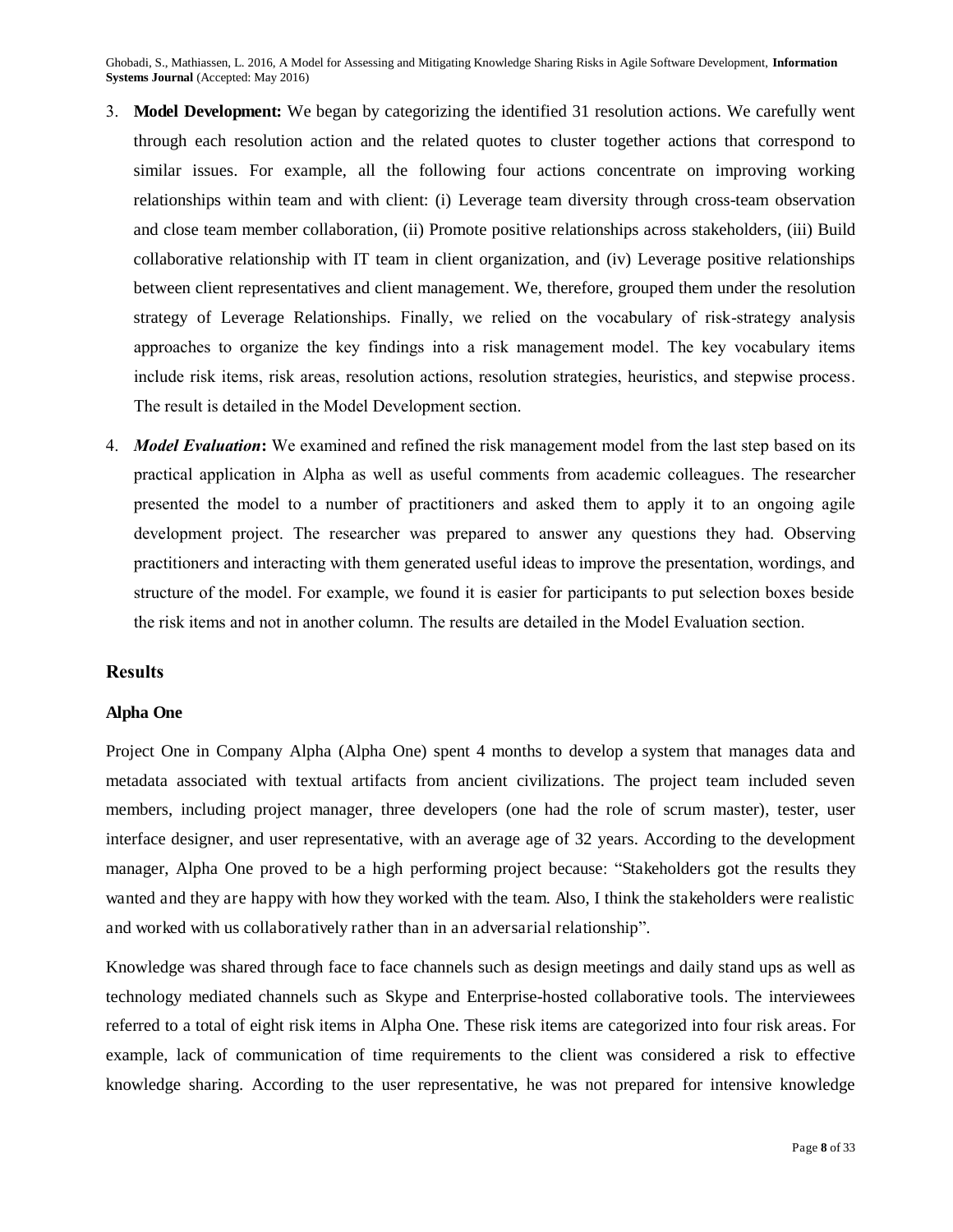3. **Model Development:** We began by categorizing the identified 31 resolution actions. We carefully went through each resolution action and the related quotes to cluster together actions that correspond to similar issues. For example, all the following four actions concentrate on improving working relationships within team and with client: (i) Leverage team diversity through cross-team observation and close team member collaboration, (ii) Promote positive relationships across stakeholders, (iii) Build collaborative relationship with IT team in client organization, and (iv) Leverage positive relationships between client representatives and client management. We, therefore, grouped them under the resolution strategy of Leverage Relationships. Finally, we relied on the vocabulary of risk-strategy analysis approaches to organize the key findings into a risk management model. The key vocabulary items include risk items, risk areas, resolution actions, resolution strategies, heuristics, and stepwise process. The result is detailed in the Model Development section.

4. ***Model Evaluation*:** We examined and refined the risk management model from the last step based on its practical application in Alpha as well as useful comments from academic colleagues. The researcher presented the model to a number of practitioners and asked them to apply it to an ongoing agile development project. The researcher was prepared to answer any questions they had. Observing practitioners and interacting with them generated useful ideas to improve the presentation, wordings, and structure of the model. For example, we found it is easier for participants to put selection boxes beside the risk items and not in another column. The results are detailed in the Model Evaluation section.

## Results

### Alpha One

Project One in Company Alpha (Alpha One) spent 4 months to develop a system that manages data and metadata associated with textual artifacts from ancient civilizations. The project team included seven members, including project manager, three developers (one had the role of scrum master), tester, user interface designer, and user representative, with an average age of 32 years. According to the development manager, Alpha One proved to be a high performing project because: "Stakeholders got the results they wanted and they are happy with how they worked with the team. Also, I think the stakeholders were realistic and worked with us collaboratively rather than in an adversarial relationship".

Knowledge was shared through face to face channels such as design meetings and daily stand ups as well as technology mediated channels such as Skype and Enterprise-hosted collaborative tools. The interviewees referred to a total of eight risk items in Alpha One. These risk items are categorized into four risk areas. For example, lack of communication of time requirements to the client was considered a risk to effective knowledge sharing. According to the user representative, he was not prepared for intensive knowledge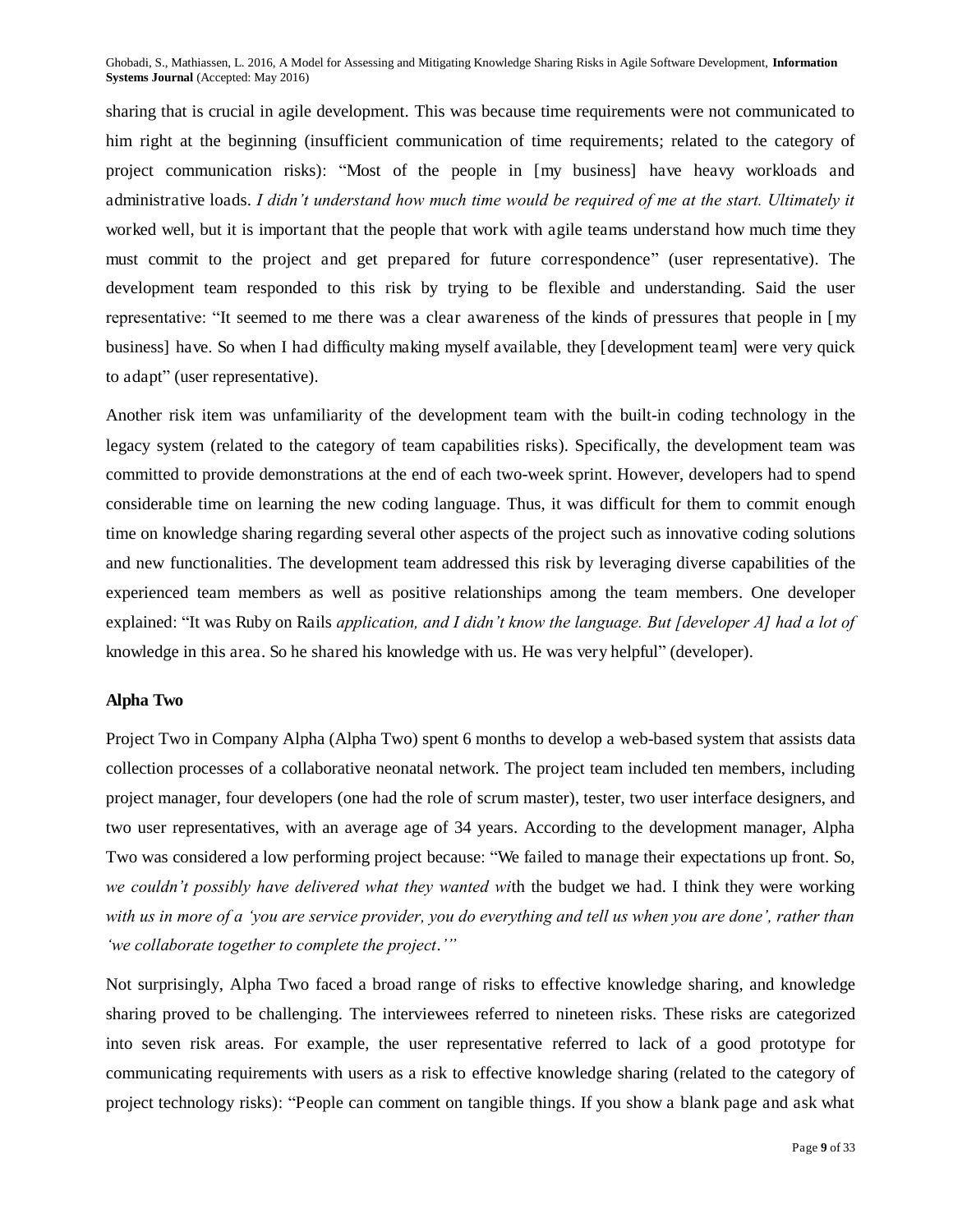sharing that is crucial in agile development. This was because time requirements were not communicated to him right at the beginning (insufficient communication of time requirements; related to the category of project communication risks): "Most of the people in [my business] have heavy workloads and administrative loads. *I didn't understand how much time would be required of me at the start. Ultimately it* worked well, but it is important that the people that work with agile teams understand how much time they must commit to the project and get prepared for future correspondence" (user representative). The development team responded to this risk by trying to be flexible and understanding. Said the user representative: "It seemed to me there was a clear awareness of the kinds of pressures that people in [my business] have. So when I had difficulty making myself available, they [development team] were very quick to adapt" (user representative).

Another risk item was unfamiliarity of the development team with the built-in coding technology in the legacy system (related to the category of team capabilities risks). Specifically, the development team was committed to provide demonstrations at the end of each two-week sprint. However, developers had to spend considerable time on learning the new coding language. Thus, it was difficult for them to commit enough time on knowledge sharing regarding several other aspects of the project such as innovative coding solutions and new functionalities. The development team addressed this risk by leveraging diverse capabilities of the experienced team members as well as positive relationships among the team members. One developer explained: "It was Ruby on Rails *application, and I didn't know the language. But [developer A] had a lot of* knowledge in this area. So he shared his knowledge with us. He was very helpful" (developer).

### Alpha Two

Project Two in Company Alpha (Alpha Two) spent 6 months to develop a web-based system that assists data collection processes of a collaborative neonatal network. The project team included ten members, including project manager, four developers (one had the role of scrum master), tester, two user interface designers, and two user representatives, with an average age of 34 years. According to the development manager, Alpha Two was considered a low performing project because: "We failed to manage their expectations up front. So, *we couldn't possibly have delivered what they wanted wi*th the budget we had. I think they were working *with us in more of a 'you are service provider, you do everything and tell us when you are done', rather than 'we collaborate together to complete the project.'"*

Not surprisingly, Alpha Two faced a broad range of risks to effective knowledge sharing, and knowledge sharing proved to be challenging. The interviewees referred to nineteen risks. These risks are categorized into seven risk areas. For example, the user representative referred to lack of a good prototype for communicating requirements with users as a risk to effective knowledge sharing (related to the category of project technology risks): "People can comment on tangible things. If you show a blank page and ask what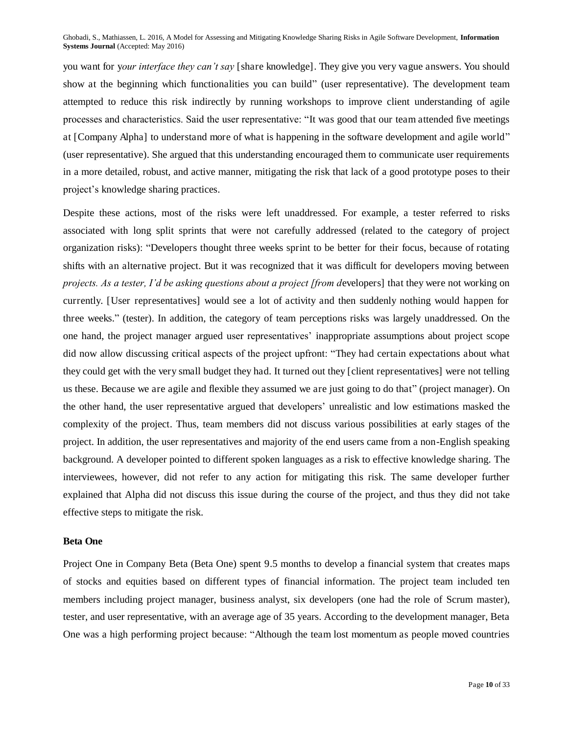you want for y*our interface they can't say* [share knowledge]. They give you very vague answers. You should show at the beginning which functionalities you can build" (user representative). The development team attempted to reduce this risk indirectly by running workshops to improve client understanding of agile processes and characteristics. Said the user representative: "It was good that our team attended five meetings at [Company Alpha] to understand more of what is happening in the software development and agile world" (user representative). She argued that this understanding encouraged them to communicate user requirements in a more detailed, robust, and active manner, mitigating the risk that lack of a good prototype poses to their project's knowledge sharing practices.

Despite these actions, most of the risks were left unaddressed. For example, a tester referred to risks associated with long split sprints that were not carefully addressed (related to the category of project organization risks): "Developers thought three weeks sprint to be better for their focus, because of rotating shifts with an alternative project. But it was recognized that it was difficult for developers moving between *projects. As a tester, I'd be asking questions about a project [from d*evelopers] that they were not working on currently. [User representatives] would see a lot of activity and then suddenly nothing would happen for three weeks." (tester). In addition, the category of team perceptions risks was largely unaddressed. On the one hand, the project manager argued user representatives' inappropriate assumptions about project scope did now allow discussing critical aspects of the project upfront: "They had certain expectations about what they could get with the very small budget they had. It turned out they [client representatives] were not telling us these. Because we are agile and flexible they assumed we are just going to do that" (project manager). On the other hand, the user representative argued that developers' unrealistic and low estimations masked the complexity of the project. Thus, team members did not discuss various possibilities at early stages of the project. In addition, the user representatives and majority of the end users came from a non-English speaking background. A developer pointed to different spoken languages as a risk to effective knowledge sharing. The interviewees, however, did not refer to any action for mitigating this risk. The same developer further explained that Alpha did not discuss this issue during the course of the project, and thus they did not take effective steps to mitigate the risk.

### Beta One

Project One in Company Beta (Beta One) spent 9.5 months to develop a financial system that creates maps of stocks and equities based on different types of financial information. The project team included ten members including project manager, business analyst, six developers (one had the role of Scrum master), tester, and user representative, with an average age of 35 years. According to the development manager, Beta One was a high performing project because: "Although the team lost momentum as people moved countries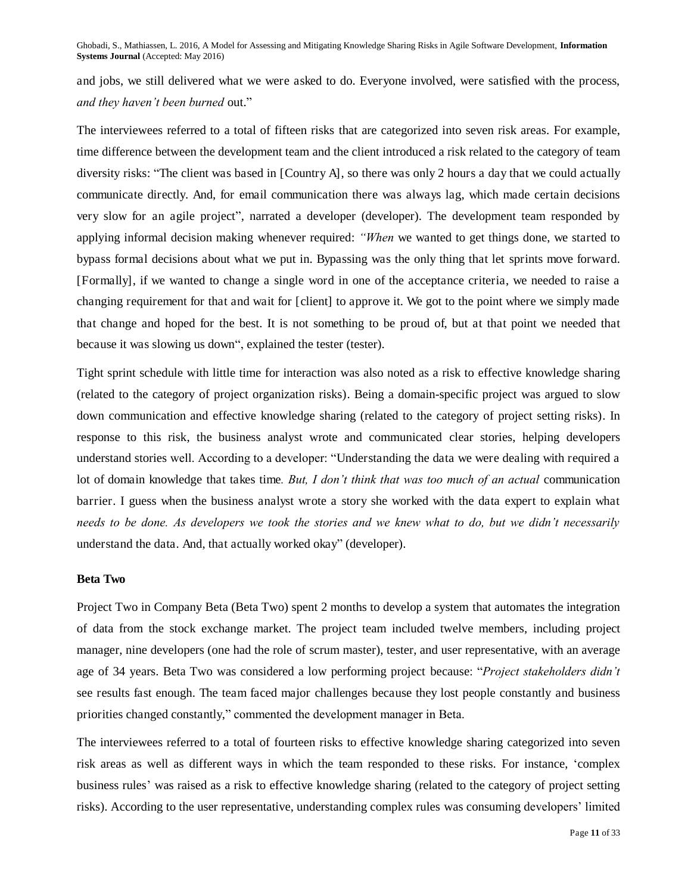and jobs, we still delivered what we were asked to do. Everyone involved, were satisfied with the process, *and they haven't been burned* out."

The interviewees referred to a total of fifteen risks that are categorized into seven risk areas. For example, time difference between the development team and the client introduced a risk related to the category of team diversity risks: "The client was based in [Country A], so there was only 2 hours a day that we could actually communicate directly. And, for email communication there was always lag, which made certain decisions very slow for an agile project", narrated a developer (developer). The development team responded by applying informal decision making whenever required: *"When* we wanted to get things done, we started to bypass formal decisions about what we put in. Bypassing was the only thing that let sprints move forward. [Formally], if we wanted to change a single word in one of the acceptance criteria, we needed to raise a changing requirement for that and wait for [client] to approve it. We got to the point where we simply made that change and hoped for the best. It is not something to be proud of, but at that point we needed that because it was slowing us down", explained the tester (tester).

Tight sprint schedule with little time for interaction was also noted as a risk to effective knowledge sharing (related to the category of project organization risks). Being a domain-specific project was argued to slow down communication and effective knowledge sharing (related to the category of project setting risks). In response to this risk, the business analyst wrote and communicated clear stories, helping developers understand stories well. According to a developer: "Understanding the data we were dealing with required a lot of domain knowledge that takes time*. But, I don't think that was too much of an actual* communication barrier. I guess when the business analyst wrote a story she worked with the data expert to explain what *needs to be done. As developers we took the stories and we knew what to do, but we didn't necessarily* understand the data. And, that actually worked okay" (developer).

**Beta Two**

Project Two in Company Beta (Beta Two) spent 2 months to develop a system that automates the integration of data from the stock exchange market. The project team included twelve members, including project manager, nine developers (one had the role of scrum master), tester, and user representative, with an average age of 34 years. Beta Two was considered a low performing project because: "*Project stakeholders didn't* see results fast enough. The team faced major challenges because they lost people constantly and business priorities changed constantly," commented the development manager in Beta.

The interviewees referred to a total of fourteen risks to effective knowledge sharing categorized into seven risk areas as well as different ways in which the team responded to these risks. For instance, 'complex business rules' was raised as a risk to effective knowledge sharing (related to the category of project setting risks). According to the user representative, understanding complex rules was consuming developers' limited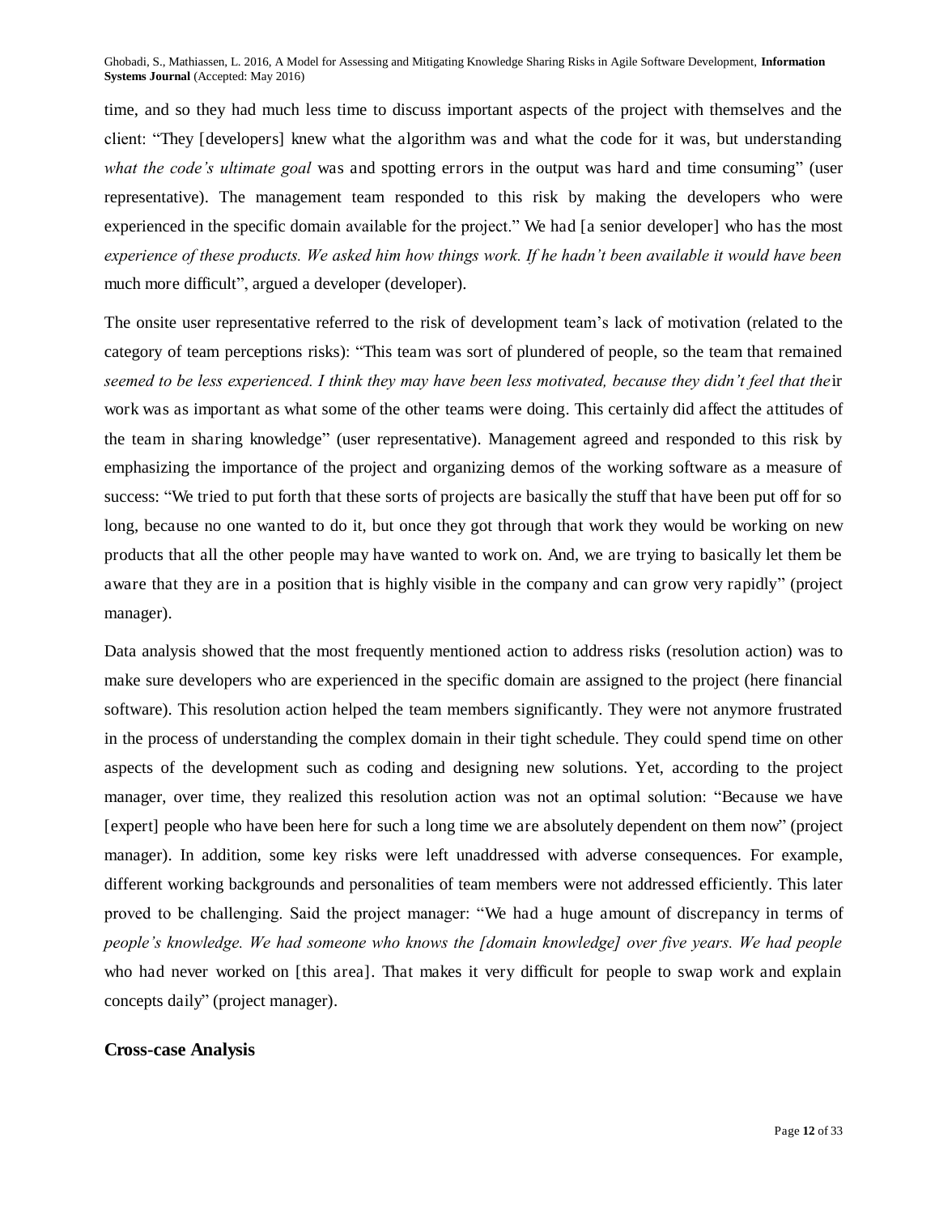time, and so they had much less time to discuss important aspects of the project with themselves and the client: "They [developers] knew what the algorithm was and what the code for it was, but understanding *what the code's ultimate goal* was and spotting errors in the output was hard and time consuming" (user representative). The management team responded to this risk by making the developers who were experienced in the specific domain available for the project." We had [a senior developer] who has the most *experience of these products. We asked him how things work. If he hadn't been available it would have been* much more difficult", argued a developer (developer).

The onsite user representative referred to the risk of development team's lack of motivation (related to the category of team perceptions risks): "This team was sort of plundered of people, so the team that remained *seemed to be less experienced. I think they may have been less motivated, because they didn't feel that the*ir work was as important as what some of the other teams were doing. This certainly did affect the attitudes of the team in sharing knowledge" (user representative). Management agreed and responded to this risk by emphasizing the importance of the project and organizing demos of the working software as a measure of success: "We tried to put forth that these sorts of projects are basically the stuff that have been put off for so long, because no one wanted to do it, but once they got through that work they would be working on new products that all the other people may have wanted to work on. And, we are trying to basically let them be aware that they are in a position that is highly visible in the company and can grow very rapidly" (project manager).

Data analysis showed that the most frequently mentioned action to address risks (resolution action) was to make sure developers who are experienced in the specific domain are assigned to the project (here financial software). This resolution action helped the team members significantly. They were not anymore frustrated in the process of understanding the complex domain in their tight schedule. They could spend time on other aspects of the development such as coding and designing new solutions. Yet, according to the project manager, over time, they realized this resolution action was not an optimal solution: "Because we have [expert] people who have been here for such a long time we are absolutely dependent on them now" (project manager). In addition, some key risks were left unaddressed with adverse consequences. For example, different working backgrounds and personalities of team members were not addressed efficiently. This later proved to be challenging. Said the project manager: "We had a huge amount of discrepancy in terms of *people's knowledge. We had someone who knows the [domain knowledge] over five years. We had people* who had never worked on [this area]. That makes it very difficult for people to swap work and explain concepts daily" (project manager).

## Cross-case Analysis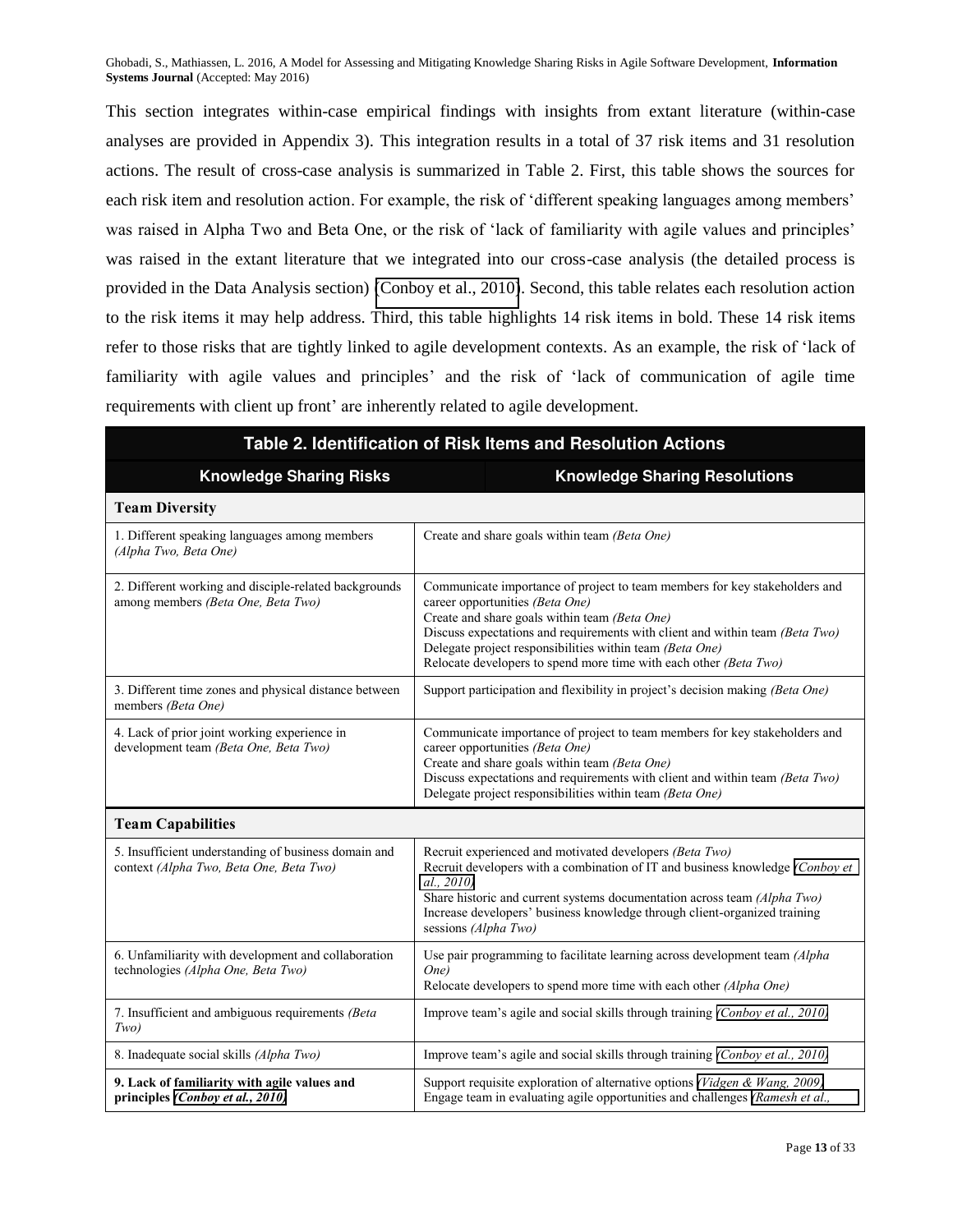This section integrates within-case empirical findings with insights from extant literature (within-case analyses are provided in Appendix 3). This integration results in a total of 37 risk items and 31 resolution actions. The result of cross-case analysis is summarized in Table 2. First, this table shows the sources for each risk item and resolution action. For example, the risk of 'different speaking languages among members' was raised in Alpha Two and Beta One, or the risk of 'lack of familiarity with agile values and principles' was raised in the extant literature that we integrated into our cross-case analysis (the detailed process is provided in the Data Analysis section) (Conboy et al., 2010). Second, this table relates each resolution action to the risk items it may help address. Third, this table highlights 14 risk items in bold. These 14 risk items refer to those risks that are tightly linked to agile development contexts. As an example, the risk of 'lack of familiarity with agile values and principles' and the risk of 'lack of communication of agile time requirements with client up front' are inherently related to agile development.

**Table 2. Identification of Risk Items and Resolution Actions**

| Knowledge Sharing Risks | Knowledge Sharing Resolutions |
|---|---|
| **Team Diversity** | |
| 1. Different speaking languages among members *(Alpha Two, Beta One)* | Create and share goals within team *(Beta One)* |
| 2. Different working and disciple-related backgrounds among members *(Beta One, Beta Two)* | Communicate importance of project to team members for key stakeholders and career opportunities *(Beta One)*<br>Create and share goals within team *(Beta One)*<br>Discuss expectations and requirements with client and within team *(Beta Two)*<br>Delegate project responsibilities within team *(Beta One)*<br>Relocate developers to spend more time with each other *(Beta Two)* |
| 3. Different time zones and physical distance between members *(Beta One)* | Support participation and flexibility in project's decision making *(Beta One)* |
| 4. Lack of prior joint working experience in development team *(Beta One, Beta Two)* | Communicate importance of project to team members for key stakeholders and career opportunities *(Beta One)*<br>Create and share goals within team *(Beta One)*<br>Discuss expectations and requirements with client and within team *(Beta Two)*<br>Delegate project responsibilities within team *(Beta One)* |
| **Team Capabilities** | |
| 5. Insufficient understanding of business domain and context *(Alpha Two, Beta One, Beta Two)* | Recruit experienced and motivated developers *(Beta Two)*<br>Recruit developers with a combination of IT and business knowledge *(Conboy et al., 2010)*<br>Share historic and current systems documentation across team *(Alpha Two)*<br>Increase developers' business knowledge through client-organized training sessions *(Alpha Two)* |
| 6. Unfamiliarity with development and collaboration technologies *(Alpha One, Beta Two)* | Use pair programming to facilitate learning across development team *(Alpha One)*<br>Relocate developers to spend more time with each other *(Alpha One)* |
| 7. Insufficient and ambiguous requirements *(Beta Two)* | Improve team's agile and social skills through training *(Conboy et al., 2010)* |
| 8. Inadequate social skills *(Alpha Two)* | Improve team's agile and social skills through training *(Conboy et al., 2010)* |
| **9. Lack of familiarity with agile values and principles *(Conboy et al., 2010)*** | Support requisite exploration of alternative options *(Vidgen & Wang, 2009)*<br>Engage team in evaluating agile opportunities and challenges *(Ramesh et al.,* |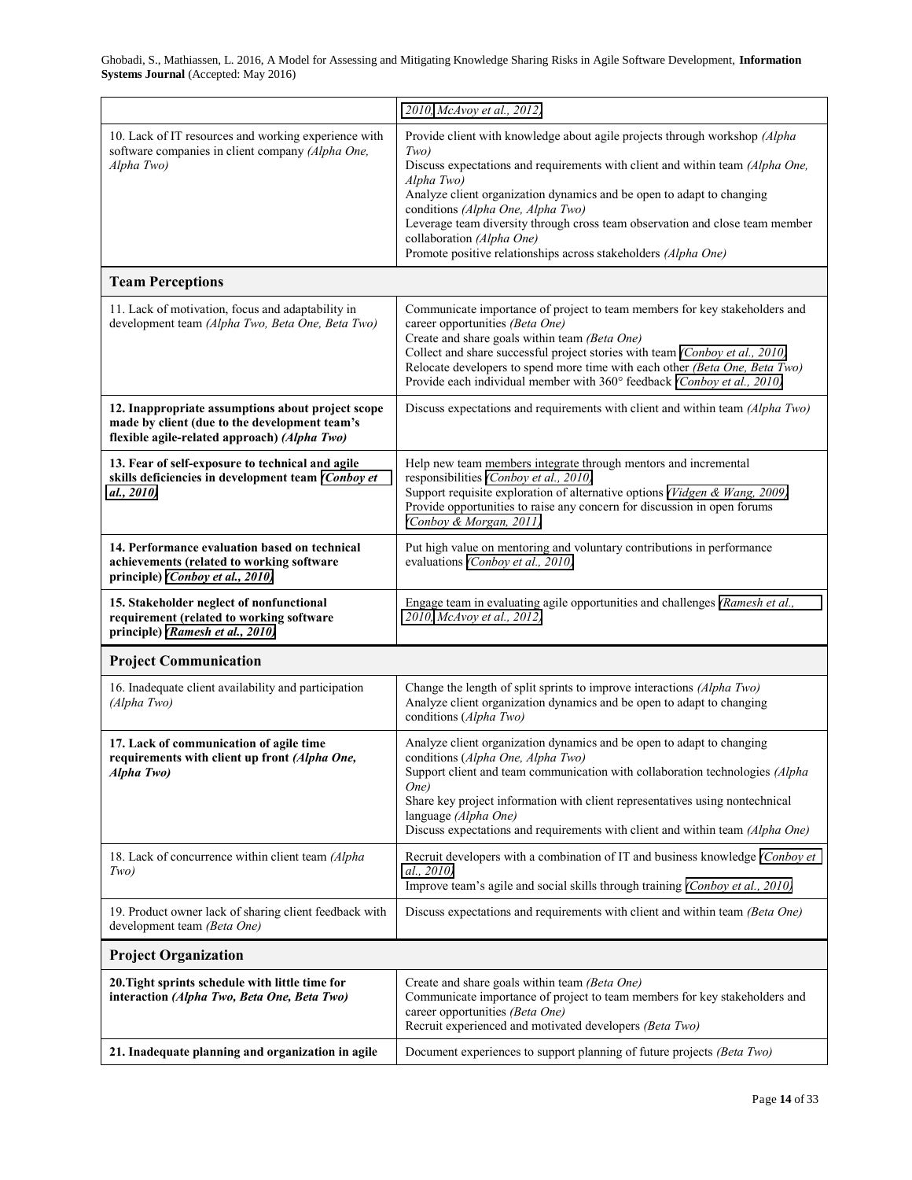| | |
|---|---|
| | 2010, McAvoy et al., 2012) |
| 10. Lack of IT resources and working experience with software companies in client company *(Alpha One, Alpha Two)* | Provide client with knowledge about agile projects through workshop *(Alpha Two)*<br>Discuss expectations and requirements with client and within team *(Alpha One, Alpha Two)*<br>Analyze client organization dynamics and be open to adapt to changing conditions *(Alpha One, Alpha Two)*<br>Leverage team diversity through cross team observation and close team member collaboration *(Alpha One)*<br>Promote positive relationships across stakeholders *(Alpha One)* |
| **Team Perceptions** | |
| 11. Lack of motivation, focus and adaptability in development team *(Alpha Two, Beta One, Beta Two)* | Communicate importance of project to team members for key stakeholders and career opportunities *(Beta One)*<br>Create and share goals within team *(Beta One)*<br>Collect and share successful project stories with team *(Conboy et al., 2010)*<br>Relocate developers to spend more time with each other *(Beta One, Beta Two)*<br>Provide each individual member with 360° feedback *(Conboy et al., 2010)* |
| **12. Inappropriate assumptions about project scope made by client (due to the development team's flexible agile-related approach) *(Alpha Two)*** | Discuss expectations and requirements with client and within team *(Alpha Two)* |
| **13. Fear of self-exposure to technical and agile skills deficiencies in development team *(Conboy et al., 2010)*** | Help new team members integrate through mentors and incremental responsibilities *(Conboy et al., 2010)*<br>Support requisite exploration of alternative options *(Vidgen & Wang, 2009)*<br>Provide opportunities to raise any concern for discussion in open forums *(Conboy & Morgan, 2011)* |
| **14. Performance evaluation based on technical achievements (related to working software principle) *(Conboy et al., 2010)*** | Put high value on mentoring and voluntary contributions in performance evaluations *(Conboy et al., 2010)* |
| **15. Stakeholder neglect of nonfunctional requirement (related to working software principle) *(Ramesh et al., 2010)*** | Engage team in evaluating agile opportunities and challenges *(Ramesh et al., 2010, McAvoy et al., 2012)* |
| **Project Communication** | |
| 16. Inadequate client availability and participation *(Alpha Two)* | Change the length of split sprints to improve interactions *(Alpha Two)*<br>Analyze client organization dynamics and be open to adapt to changing conditions (*Alpha Two)* |
| **17. Lack of communication of agile time requirements with client up front *(Alpha One, Alpha Two)*** | Analyze client organization dynamics and be open to adapt to changing conditions (*Alpha One, Alpha Two)*<br>Support client and team communication with collaboration technologies *(Alpha One)*<br>Share key project information with client representatives using nontechnical language *(Alpha One)*<br>Discuss expectations and requirements with client and within team *(Alpha One)* |
| 18. Lack of concurrence within client team *(Alpha Two)* | Recruit developers with a combination of IT and business knowledge *(Conboy et al., 2010)*<br>Improve team's agile and social skills through training *(Conboy et al., 2010)* |
| 19. Product owner lack of sharing client feedback with development team *(Beta One)* | Discuss expectations and requirements with client and within team *(Beta One)* |
| **Project Organization** | |
| **20.Tight sprints schedule with little time for interaction *(Alpha Two, Beta One, Beta Two)*** | Create and share goals within team *(Beta One)*<br>Communicate importance of project to team members for key stakeholders and career opportunities *(Beta One)*<br>Recruit experienced and motivated developers *(Beta Two)* |
| **21. Inadequate planning and organization in agile** | Document experiences to support planning of future projects *(Beta Two)* |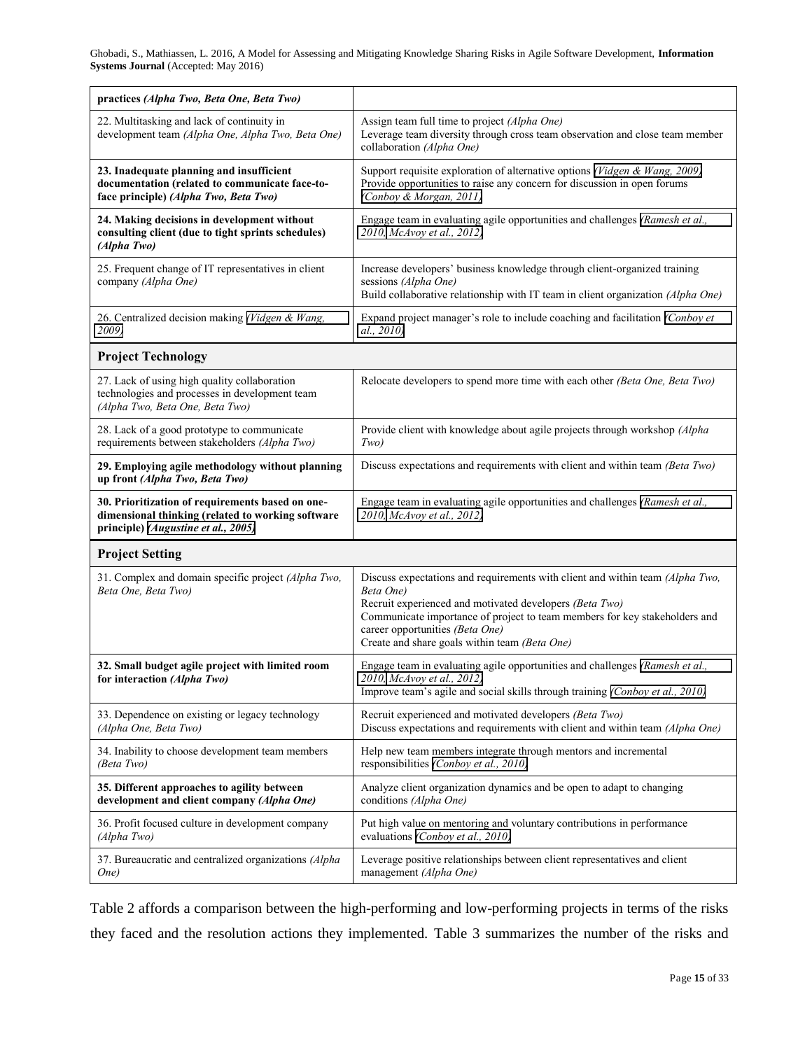| | |
|---|---|
| **practices** ***(Alpha Two, Beta One, Beta Two)*** | |
| 22. Multitasking and lack of continuity in development team *(Alpha One, Alpha Two, Beta One)* | Assign team full time to project *(Alpha One)*<br>Leverage team diversity through cross team observation and close team member collaboration *(Alpha One)* |
| **23. Inadequate planning and insufficient documentation (related to communicate face-to-face principle)** ***(Alpha Two, Beta Two)*** | Support requisite exploration of alternative options *(Vidgen & Wang, 2009)*<br>Provide opportunities to raise any concern for discussion in open forums *(Conboy & Morgan, 2011)* |
| **24. Making decisions in development without consulting client (due to tight sprints schedules)** ***(Alpha Two)*** | Engage team in evaluating agile opportunities and challenges *(Ramesh et al., 2010, McAvoy et al., 2012)* |
| 25. Frequent change of IT representatives in client company *(Alpha One)* | Increase developers' business knowledge through client-organized training sessions *(Alpha One)*<br>Build collaborative relationship with IT team in client organization *(Alpha One)* |
| 26. Centralized decision making *(Vidgen & Wang, 2009)* | Expand project manager's role to include coaching and facilitation *(Conboy et al., 2010)* |
| **Project Technology** | |
| 27. Lack of using high quality collaboration technologies and processes in development team *(Alpha Two, Beta One, Beta Two)* | Relocate developers to spend more time with each other *(Beta One, Beta Two)* |
| 28. Lack of a good prototype to communicate requirements between stakeholders *(Alpha Two)* | Provide client with knowledge about agile projects through workshop *(Alpha Two)* |
| **29. Employing agile methodology without planning up front** ***(Alpha Two, Beta Two)*** | Discuss expectations and requirements with client and within team *(Beta Two)* |
| **30. Prioritization of requirements based on one-dimensional thinking (related to working software principle)** ***(Augustine et al., 2005)*** | Engage team in evaluating agile opportunities and challenges *(Ramesh et al., 2010, McAvoy et al., 2012)* |
| **Project Setting** | |
| 31. Complex and domain specific project *(Alpha Two, Beta One, Beta Two)* | Discuss expectations and requirements with client and within team *(Alpha Two, Beta One)*<br>Recruit experienced and motivated developers *(Beta Two)*<br>Communicate importance of project to team members for key stakeholders and career opportunities *(Beta One)*<br>Create and share goals within team *(Beta One)* |
| **32. Small budget agile project with limited room for interaction** ***(Alpha Two)*** | Engage team in evaluating agile opportunities and challenges *(Ramesh et al., 2010, McAvoy et al., 2012)*<br>Improve team's agile and social skills through training *(Conboy et al., 2010)* |
| 33. Dependence on existing or legacy technology *(Alpha One, Beta Two)* | Recruit experienced and motivated developers *(Beta Two)*<br>Discuss expectations and requirements with client and within team *(Alpha One)* |
| 34. Inability to choose development team members *(Beta Two)* | Help new team members integrate through mentors and incremental responsibilities *(Conboy et al., 2010)* |
| **35. Different approaches to agility between development and client company** ***(Alpha One)*** | Analyze client organization dynamics and be open to adapt to changing conditions *(Alpha One)* |
| 36. Profit focused culture in development company *(Alpha Two)* | Put high value on mentoring and voluntary contributions in performance evaluations *(Conboy et al., 2010)* |
| 37. Bureaucratic and centralized organizations *(Alpha One)* | Leverage positive relationships between client representatives and client management *(Alpha One)* |

Table 2 affords a comparison between the high-performing and low-performing projects in terms of the risks they faced and the resolution actions they implemented. Table 3 summarizes the number of the risks and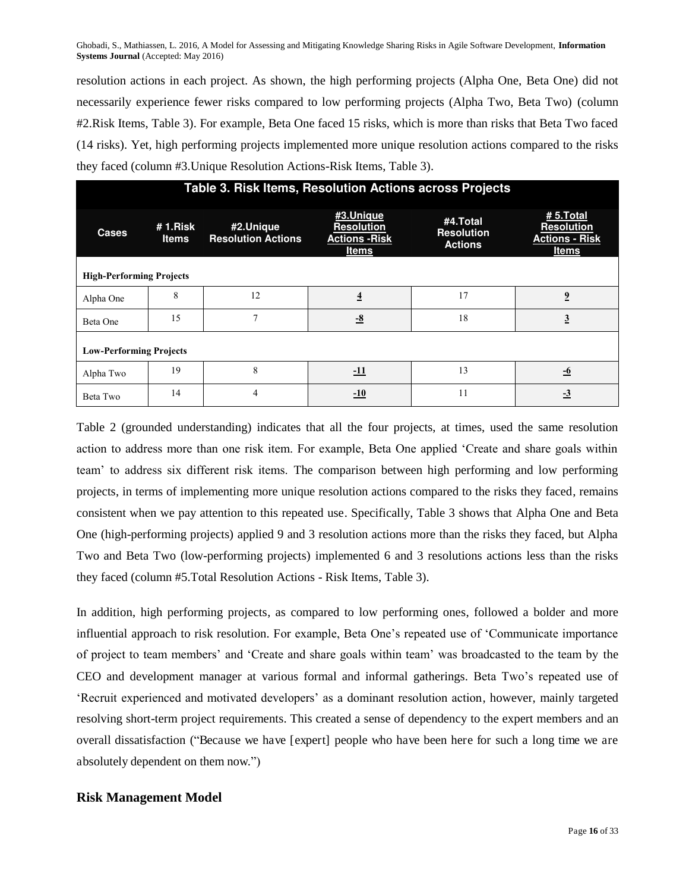resolution actions in each project. As shown, the high performing projects (Alpha One, Beta One) did not necessarily experience fewer risks compared to low performing projects (Alpha Two, Beta Two) (column #2.Risk Items, Table 3). For example, Beta One faced 15 risks, which is more than risks that Beta Two faced (14 risks). Yet, high performing projects implemented more unique resolution actions compared to the risks they faced (column #3.Unique Resolution Actions-Risk Items, Table 3).

**Table 3. Risk Items, Resolution Actions across Projects**

| Cases | # 1.Risk Items | #2.Unique Resolution Actions | #3.Unique Resolution Actions -Risk Items | #4.Total Resolution Actions | # 5.Total Resolution Actions - Risk Items |
|---|---|---|---|---|---|
| **High-Performing Projects** | | | | | |
| Alpha One | 8 | 12 | **4** | 17 | **9** |
| Beta One | 15 | 7 | **-8** | 18 | **3** |
| **Low-Performing Projects** | | | | | |
| Alpha Two | 19 | 8 | **-11** | 13 | **-6** |
| Beta Two | 14 | 4 | **-10** | 11 | **-3** |

Table 2 (grounded understanding) indicates that all the four projects, at times, used the same resolution action to address more than one risk item. For example, Beta One applied 'Create and share goals within team' to address six different risk items. The comparison between high performing and low performing projects, in terms of implementing more unique resolution actions compared to the risks they faced, remains consistent when we pay attention to this repeated use. Specifically, Table 3 shows that Alpha One and Beta One (high-performing projects) applied 9 and 3 resolution actions more than the risks they faced, but Alpha Two and Beta Two (low-performing projects) implemented 6 and 3 resolutions actions less than the risks they faced (column #5.Total Resolution Actions - Risk Items, Table 3).

In addition, high performing projects, as compared to low performing ones, followed a bolder and more influential approach to risk resolution. For example, Beta One's repeated use of 'Communicate importance of project to team members' and 'Create and share goals within team' was broadcasted to the team by the CEO and development manager at various formal and informal gatherings. Beta Two's repeated use of 'Recruit experienced and motivated developers' as a dominant resolution action, however, mainly targeted resolving short-term project requirements. This created a sense of dependency to the expert members and an overall dissatisfaction ("Because we have [expert] people who have been here for such a long time we are absolutely dependent on them now.")

## Risk Management Model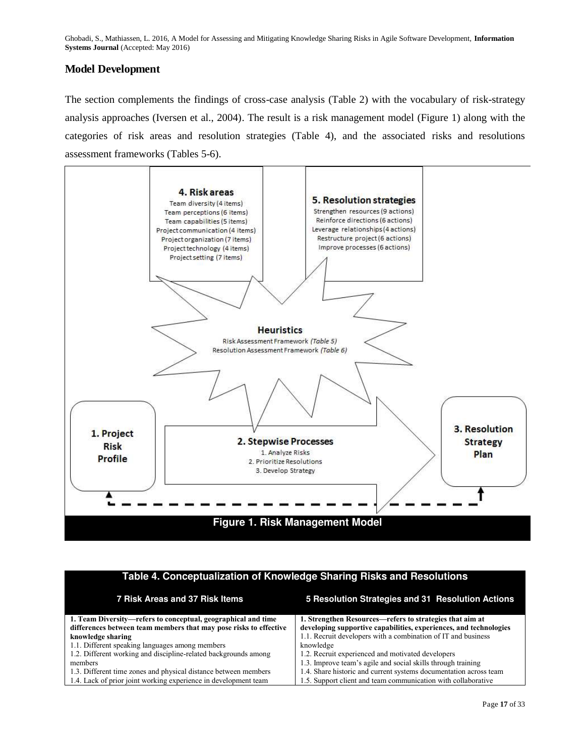## Model Development

The section complements the findings of cross-case analysis (Table 2) with the vocabulary of risk-strategy analysis approaches (Iversen et al., 2004). The result is a risk management model (Figure 1) along with the categories of risk areas and resolution strategies (Table 4), and the associated risks and resolutions assessment frameworks (Tables 5-6).

**4. Risk areas**
Team diversity (4 items)
Team perceptions (6 items)
Team capabilities (5 items)
Project communication (4 items)
Project organization (7 items)
Project technology (4 items)
Project setting (7 items)

**5. Resolution strategies**
Strengthen resources (9 actions)
Reinforce directions (6 actions)
Leverage relationships (4 actions)
Restructure project (6 actions)
Improve processes (6 actions)

**Heuristics**
Risk Assessment Framework *(Table 5)*
Resolution Assessment Framework *(Table 6)*

**1. Project Risk Profile**

**2. Stepwise Processes**
1. Analyze Risks
2. Prioritize Resolutions
3. Develop Strategy

**3. Resolution Strategy Plan**

**Figure 1. Risk Management Model**

**Table 4. Conceptualization of Knowledge Sharing Risks and Resolutions**

| 7 Risk Areas and 37 Risk Items | 5 Resolution Strategies and 31 Resolution Actions |
|---|---|
| **1. Team Diversity—refers to conceptual, geographical and time differences between team members that may pose risks to effective knowledge sharing** | **1. Strengthen Resources—refers to strategies that aim at developing supportive capabilities, experiences, and technologies** |
| 1.1. Different speaking languages among members | 1.1. Recruit developers with a combination of IT and business knowledge |
| 1.2. Different working and discipline-related backgrounds among members | 1.2. Recruit experienced and motivated developers |
| 1.3. Different time zones and physical distance between members | 1.3. Improve team's agile and social skills through training |
| 1.4. Lack of prior joint working experience in development team | 1.4. Share historic and current systems documentation across team |
| | 1.5. Support client and team communication with collaborative |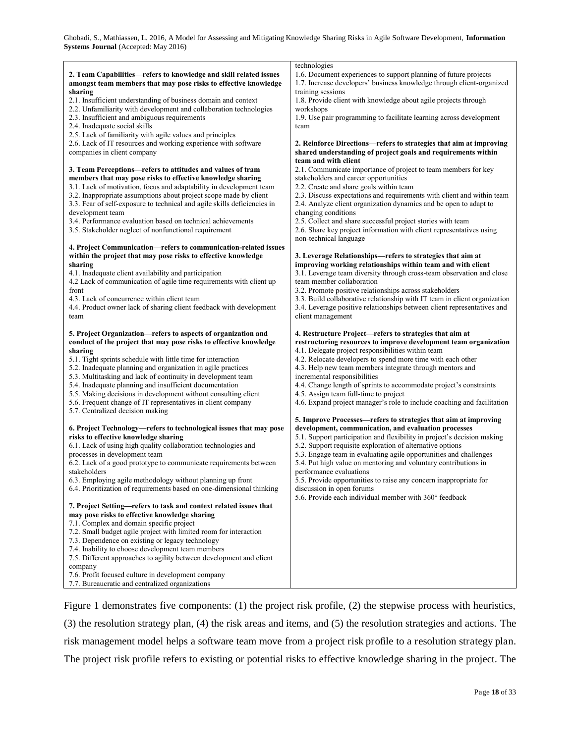| | |
|---|---|
| **2. Team Capabilities—refers to knowledge and skill related issues amongst team members that may pose risks to effective knowledge sharing**<br>2.1. Insufficient understanding of business domain and context<br>2.2. Unfamiliarity with development and collaboration technologies<br>2.3. Insufficient and ambiguous requirements<br>2.4. Inadequate social skills<br>2.5. Lack of familiarity with agile values and principles<br>2.6. Lack of IT resources and working experience with software companies in client company<br><br>**3. Team Perceptions—refers to attitudes and values of tram members that may pose risks to effective knowledge sharing**<br>3.1. Lack of motivation, focus and adaptability in development team<br>3.2. Inappropriate assumptions about project scope made by client<br>3.3. Fear of self-exposure to technical and agile skills deficiencies in development team<br>3.4. Performance evaluation based on technical achievements<br>3.5. Stakeholder neglect of nonfunctional requirement<br><br>**4. Project Communication—refers to communication-related issues within the project that may pose risks to effective knowledge sharing**<br>4.1. Inadequate client availability and participation<br>4.2 Lack of communication of agile time requirements with client up front<br>4.3. Lack of concurrence within client team<br>4.4. Product owner lack of sharing client feedback with development team<br><br>**5. Project Organization—refers to aspects of organization and conduct of the project that may pose risks to effective knowledge sharing**<br>5.1. Tight sprints schedule with little time for interaction<br>5.2. Inadequate planning and organization in agile practices<br>5.3. Multitasking and lack of continuity in development team<br>5.4. Inadequate planning and insufficient documentation<br>5.5. Making decisions in development without consulting client<br>5.6. Frequent change of IT representatives in client company<br>5.7. Centralized decision making<br><br>**6. Project Technology—refers to technological issues that may pose risks to effective knowledge sharing**<br>6.1. Lack of using high quality collaboration technologies and processes in development team<br>6.2. Lack of a good prototype to communicate requirements between stakeholders<br>6.3. Employing agile methodology without planning up front<br>6.4. Prioritization of requirements based on one-dimensional thinking<br><br>**7. Project Setting—refers to task and context related issues that may pose risks to effective knowledge sharing**<br>7.1. Complex and domain specific project<br>7.2. Small budget agile project with limited room for interaction<br>7.3. Dependence on existing or legacy technology<br>7.4. Inability to choose development team members<br>7.5. Different approaches to agility between development and client company<br>7.6. Profit focused culture in development company<br>7.7. Bureaucratic and centralized organizations | technologies<br>1.6. Document experiences to support planning of future projects<br>1.7. Increase developers' business knowledge through client-organized training sessions<br>1.8. Provide client with knowledge about agile projects through workshops<br>1.9. Use pair programming to facilitate learning across development team<br><br>**2. Reinforce Directions—refers to strategies that aim at improving shared understanding of project goals and requirements within team and with client**<br>2.1. Communicate importance of project to team members for key stakeholders and career opportunities<br>2.2. Create and share goals within team<br>2.3. Discuss expectations and requirements with client and within team<br>2.4. Analyze client organization dynamics and be open to adapt to changing conditions<br>2.5. Collect and share successful project stories with team<br>2.6. Share key project information with client representatives using non-technical language<br><br>**3. Leverage Relationships—refers to strategies that aim at improving working relationships within team and with client**<br>3.1. Leverage team diversity through cross-team observation and close team member collaboration<br>3.2. Promote positive relationships across stakeholders<br>3.3. Build collaborative relationship with IT team in client organization<br>3.4. Leverage positive relationships between client representatives and client management<br><br>**4. Restructure Project—refers to strategies that aim at restructuring resources to improve development team organization**<br>4.1. Delegate project responsibilities within team<br>4.2. Relocate developers to spend more time with each other<br>4.3. Help new team members integrate through mentors and incremental responsibilities<br>4.4. Change length of sprints to accommodate project's constraints<br>4.5. Assign team full-time to project<br>4.6. Expand project manager's role to include coaching and facilitation<br><br>**5. Improve Processes—refers to strategies that aim at improving development, communication, and evaluation processes**<br>5.1. Support participation and flexibility in project's decision making<br>5.2. Support requisite exploration of alternative options<br>5.3. Engage team in evaluating agile opportunities and challenges<br>5.4. Put high value on mentoring and voluntary contributions in performance evaluations<br>5.5. Provide opportunities to raise any concern inappropriate for discussion in open forums<br>5.6. Provide each individual member with 360° feedback |

Figure 1 demonstrates five components: (1) the project risk profile, (2) the stepwise process with heuristics, (3) the resolution strategy plan, (4) the risk areas and items, and (5) the resolution strategies and actions. The risk management model helps a software team move from a project risk profile to a resolution strategy plan. The project risk profile refers to existing or potential risks to effective knowledge sharing in the project. The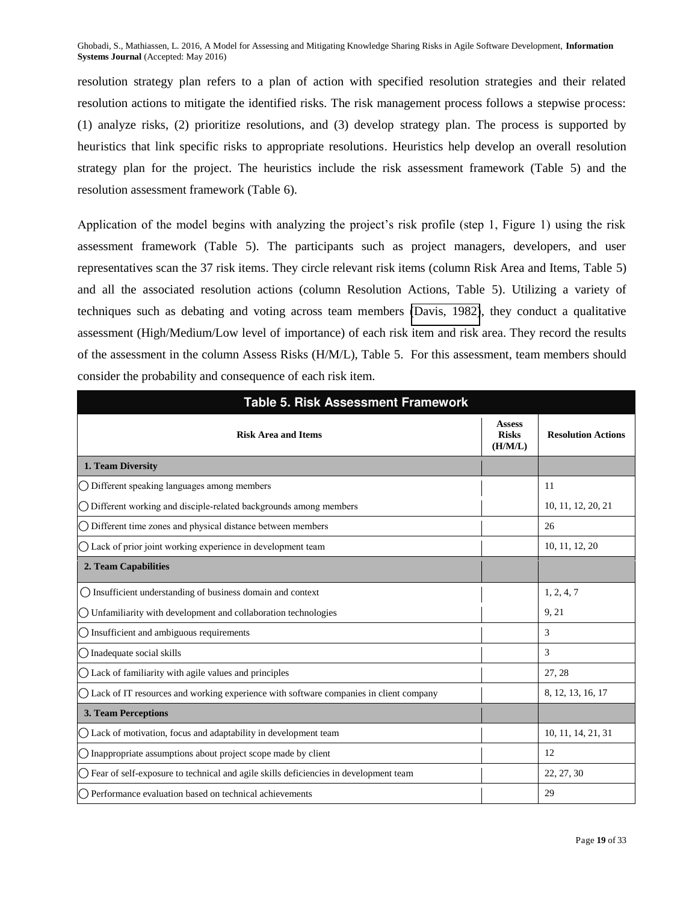resolution strategy plan refers to a plan of action with specified resolution strategies and their related resolution actions to mitigate the identified risks. The risk management process follows a stepwise process: (1) analyze risks, (2) prioritize resolutions, and (3) develop strategy plan. The process is supported by heuristics that link specific risks to appropriate resolutions. Heuristics help develop an overall resolution strategy plan for the project. The heuristics include the risk assessment framework (Table 5) and the resolution assessment framework (Table 6).

Application of the model begins with analyzing the project's risk profile (step 1, Figure 1) using the risk assessment framework (Table 5). The participants such as project managers, developers, and user representatives scan the 37 risk items. They circle relevant risk items (column Risk Area and Items, Table 5) and all the associated resolution actions (column Resolution Actions, Table 5). Utilizing a variety of techniques such as debating and voting across team members (Davis, 1982), they conduct a qualitative assessment (High/Medium/Low level of importance) of each risk item and risk area. They record the results of the assessment in the column Assess Risks (H/M/L), Table 5. For this assessment, team members should consider the probability and consequence of each risk item.

**Table 5. Risk Assessment Framework**

| Risk Area and Items | Assess Risks (H/M/L) | Resolution Actions |
|---|---|---|
| **1. Team Diversity** | | |
| ◯ Different speaking languages among members | | 11 |
| ◯ Different working and disciple-related backgrounds among members | | 10, 11, 12, 20, 21 |
| ◯ Different time zones and physical distance between members | | 26 |
| ◯ Lack of prior joint working experience in development team | | 10, 11, 12, 20 |
| **2. Team Capabilities** | | |
| ◯ Insufficient understanding of business domain and context | | 1, 2, 4, 7 |
| ◯ Unfamiliarity with development and collaboration technologies | | 9, 21 |
| ◯ Insufficient and ambiguous requirements | | 3 |
| ◯ Inadequate social skills | | 3 |
| ◯ Lack of familiarity with agile values and principles | | 27, 28 |
| ◯ Lack of IT resources and working experience with software companies in client company | | 8, 12, 13, 16, 17 |
| **3. Team Perceptions** | | |
| ◯ Lack of motivation, focus and adaptability in development team | | 10, 11, 14, 21, 31 |
| ◯ Inappropriate assumptions about project scope made by client | | 12 |
| ◯ Fear of self-exposure to technical and agile skills deficiencies in development team | | 22, 27, 30 |
| ◯ Performance evaluation based on technical achievements | | 29 |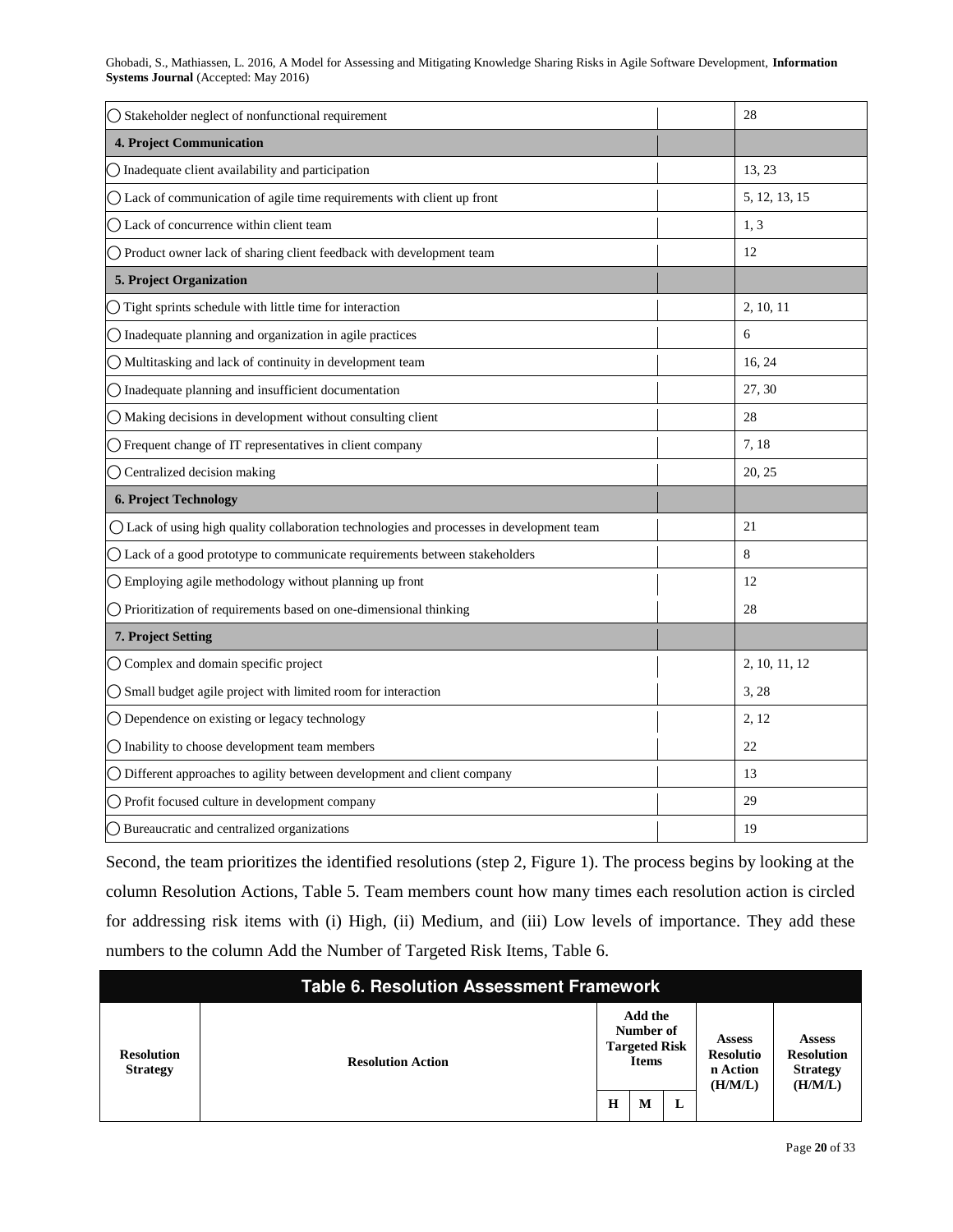| | | |
|---|---|---|
| ◯ Stakeholder neglect of nonfunctional requirement | | 28 |
| **4. Project Communication** | | |
| ◯ Inadequate client availability and participation | | 13, 23 |
| ◯ Lack of communication of agile time requirements with client up front | | 5, 12, 13, 15 |
| ◯ Lack of concurrence within client team | | 1, 3 |
| ◯ Product owner lack of sharing client feedback with development team | | 12 |
| **5. Project Organization** | | |
| ◯ Tight sprints schedule with little time for interaction | | 2, 10, 11 |
| ◯ Inadequate planning and organization in agile practices | | 6 |
| ◯ Multitasking and lack of continuity in development team | | 16, 24 |
| ◯ Inadequate planning and insufficient documentation | | 27, 30 |
| ◯ Making decisions in development without consulting client | | 28 |
| ◯ Frequent change of IT representatives in client company | | 7, 18 |
| ◯ Centralized decision making | | 20, 25 |
| **6. Project Technology** | | |
| ◯ Lack of using high quality collaboration technologies and processes in development team | | 21 |
| ◯ Lack of a good prototype to communicate requirements between stakeholders | | 8 |
| ◯ Employing agile methodology without planning up front | | 12 |
| ◯ Prioritization of requirements based on one-dimensional thinking | | 28 |
| **7. Project Setting** | | |
| ◯ Complex and domain specific project | | 2, 10, 11, 12 |
| ◯ Small budget agile project with limited room for interaction | | 3, 28 |
| ◯ Dependence on existing or legacy technology | | 2, 12 |
| ◯ Inability to choose development team members | | 22 |
| ◯ Different approaches to agility between development and client company | | 13 |
| ◯ Profit focused culture in development company | | 29 |
| ◯ Bureaucratic and centralized organizations | | 19 |

Second, the team prioritizes the identified resolutions (step 2, Figure 1). The process begins by looking at the column Resolution Actions, Table 5. Team members count how many times each resolution action is circled for addressing risk items with (i) High, (ii) Medium, and (iii) Low levels of importance. They add these numbers to the column Add the Number of Targeted Risk Items, Table 6.

**Table 6. Resolution Assessment Framework**

| Resolution Strategy | Resolution Action | Add the Number of Targeted Risk Items | | | Assess Resolution Action (H/M/L) | Assess Resolution Strategy (H/M/L) |
|---|---|---|---|---|---|---|
| | | H | M | L | | |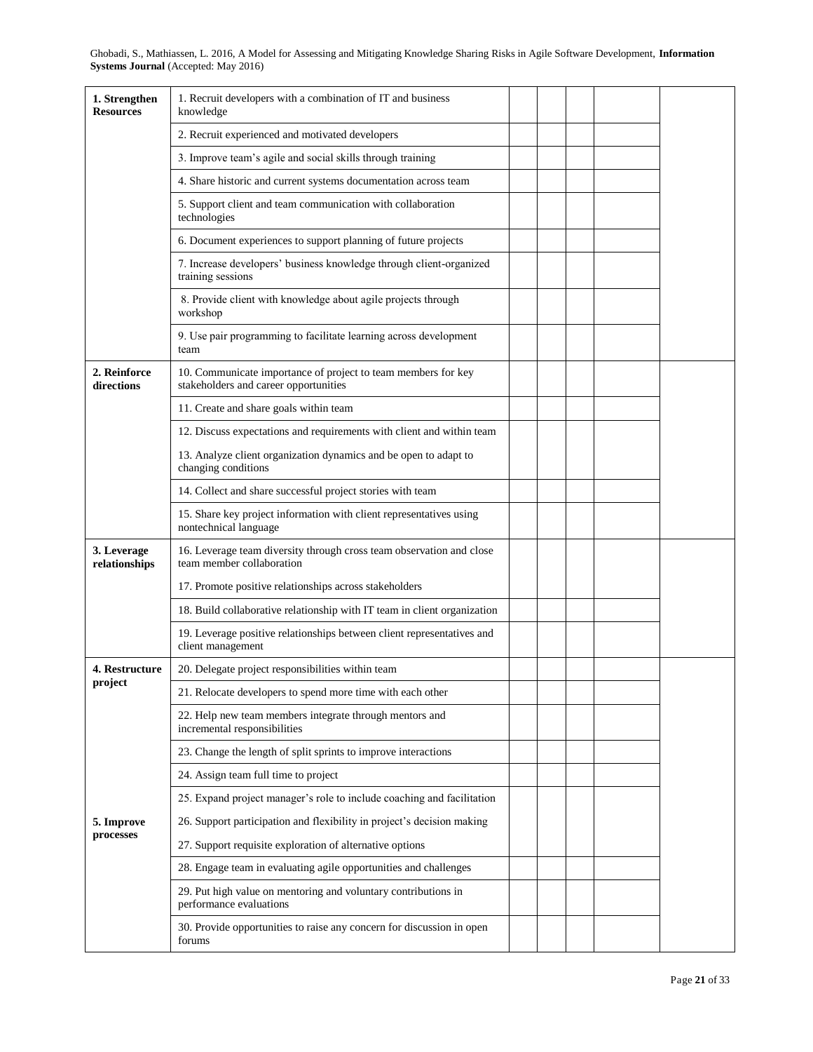| | | | | | | |
|---|---|---|---|---|---|---|
| **1. Strengthen Resources** | 1. Recruit developers with a combination of IT and business knowledge | | | | | |
| | 2. Recruit experienced and motivated developers | | | | | |
| | 3. Improve team's agile and social skills through training | | | | | |
| | 4. Share historic and current systems documentation across team | | | | | |
| | 5. Support client and team communication with collaboration technologies | | | | | |
| | 6. Document experiences to support planning of future projects | | | | | |
| | 7. Increase developers' business knowledge through client-organized training sessions | | | | | |
| | 8. Provide client with knowledge about agile projects through workshop | | | | | |
| | 9. Use pair programming to facilitate learning across development team | | | | | |
| **2. Reinforce directions** | 10. Communicate importance of project to team members for key stakeholders and career opportunities | | | | | |
| | 11. Create and share goals within team | | | | | |
| | 12. Discuss expectations and requirements with client and within team | | | | | |
| | 13. Analyze client organization dynamics and be open to adapt to changing conditions | | | | | |
| | 14. Collect and share successful project stories with team | | | | | |
| | 15. Share key project information with client representatives using nontechnical language | | | | | |
| **3. Leverage relationships** | 16. Leverage team diversity through cross team observation and close team member collaboration | | | | | |
| | 17. Promote positive relationships across stakeholders | | | | | |
| | 18. Build collaborative relationship with IT team in client organization | | | | | |
| | 19. Leverage positive relationships between client representatives and client management | | | | | |
| **4. Restructure project** | 20. Delegate project responsibilities within team | | | | | |
| | 21. Relocate developers to spend more time with each other | | | | | |
| | 22. Help new team members integrate through mentors and incremental responsibilities | | | | | |
| | 23. Change the length of split sprints to improve interactions | | | | | |
| | 24. Assign team full time to project | | | | | |
| **5. Improve processes** | 25. Expand project manager's role to include coaching and facilitation | | | | | |
| | 26. Support participation and flexibility in project's decision making | | | | | |
| | 27. Support requisite exploration of alternative options | | | | | |
| | 28. Engage team in evaluating agile opportunities and challenges | | | | | |
| | 29. Put high value on mentoring and voluntary contributions in performance evaluations | | | | | |
| | 30. Provide opportunities to raise any concern for discussion in open forums | | | | | |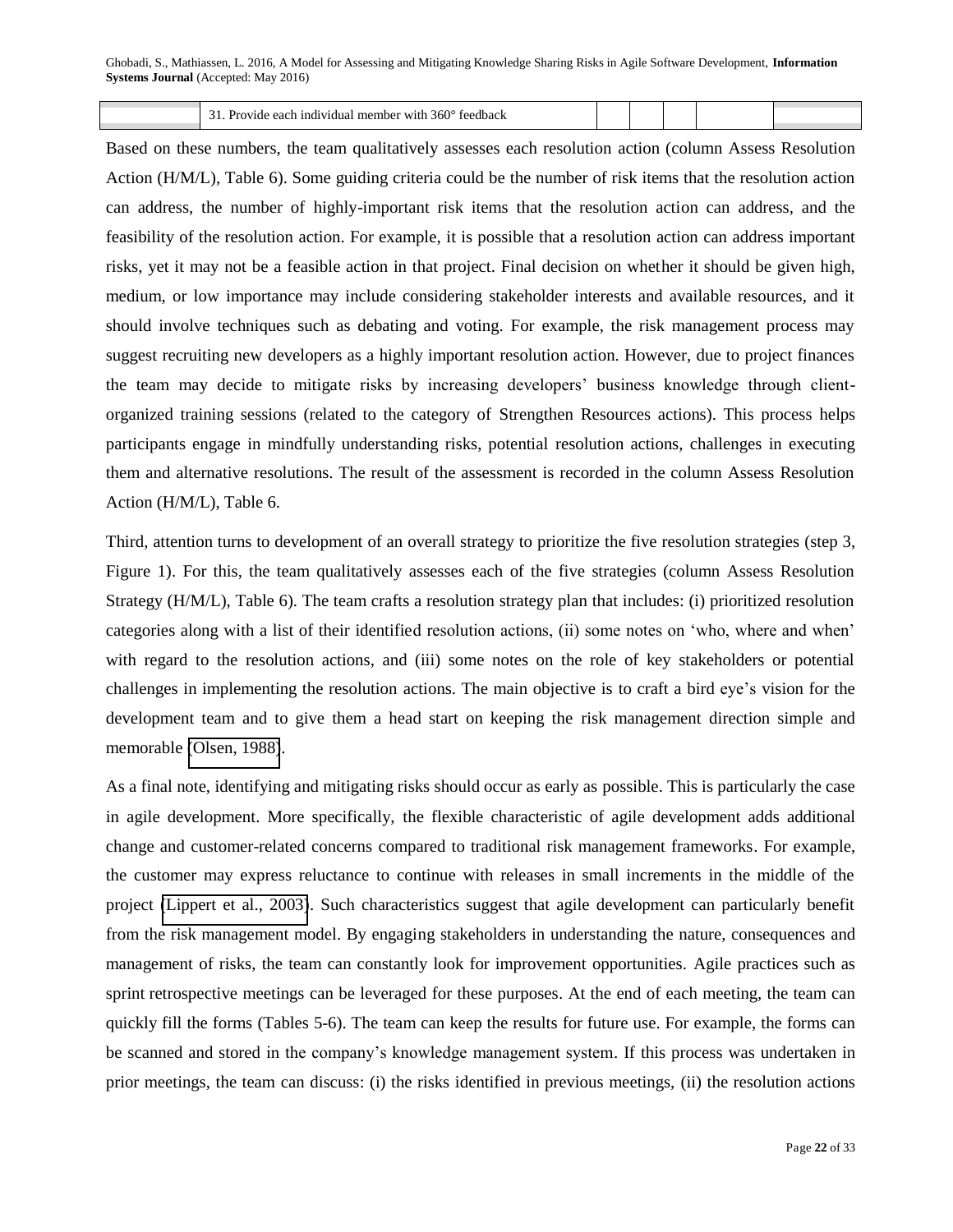| | 31. Provide each individual member with 360° feedback | | | | | |
|---|---|---|---|---|---|---|

Based on these numbers, the team qualitatively assesses each resolution action (column Assess Resolution Action (H/M/L), Table 6). Some guiding criteria could be the number of risk items that the resolution action can address, the number of highly-important risk items that the resolution action can address, and the feasibility of the resolution action. For example, it is possible that a resolution action can address important risks, yet it may not be a feasible action in that project. Final decision on whether it should be given high, medium, or low importance may include considering stakeholder interests and available resources, and it should involve techniques such as debating and voting. For example, the risk management process may suggest recruiting new developers as a highly important resolution action. However, due to project finances the team may decide to mitigate risks by increasing developers' business knowledge through client-organized training sessions (related to the category of Strengthen Resources actions). This process helps participants engage in mindfully understanding risks, potential resolution actions, challenges in executing them and alternative resolutions. The result of the assessment is recorded in the column Assess Resolution Action (H/M/L), Table 6.

Third, attention turns to development of an overall strategy to prioritize the five resolution strategies (step 3, Figure 1). For this, the team qualitatively assesses each of the five strategies (column Assess Resolution Strategy (H/M/L), Table 6). The team crafts a resolution strategy plan that includes: (i) prioritized resolution categories along with a list of their identified resolution actions, (ii) some notes on 'who, where and when' with regard to the resolution actions, and (iii) some notes on the role of key stakeholders or potential challenges in implementing the resolution actions. The main objective is to craft a bird eye's vision for the development team and to give them a head start on keeping the risk management direction simple and memorable (Olsen, 1988).

As a final note, identifying and mitigating risks should occur as early as possible. This is particularly the case in agile development. More specifically, the flexible characteristic of agile development adds additional change and customer-related concerns compared to traditional risk management frameworks. For example, the customer may express reluctance to continue with releases in small increments in the middle of the project (Lippert et al., 2003). Such characteristics suggest that agile development can particularly benefit from the risk management model. By engaging stakeholders in understanding the nature, consequences and management of risks, the team can constantly look for improvement opportunities. Agile practices such as sprint retrospective meetings can be leveraged for these purposes. At the end of each meeting, the team can quickly fill the forms (Tables 5-6). The team can keep the results for future use. For example, the forms can be scanned and stored in the company's knowledge management system. If this process was undertaken in prior meetings, the team can discuss: (i) the risks identified in previous meetings, (ii) the resolution actions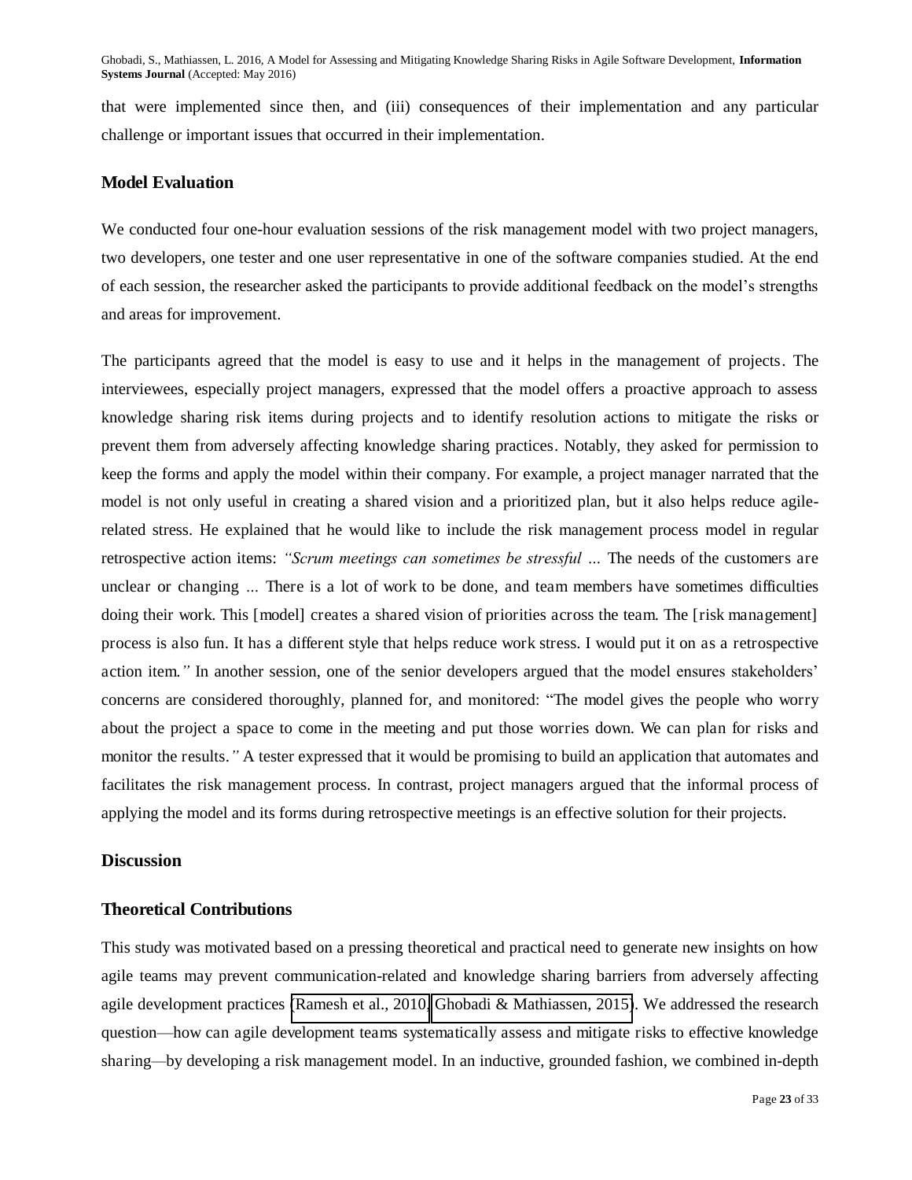that were implemented since then, and (iii) consequences of their implementation and any particular challenge or important issues that occurred in their implementation.

## Model Evaluation

We conducted four one-hour evaluation sessions of the risk management model with two project managers, two developers, one tester and one user representative in one of the software companies studied. At the end of each session, the researcher asked the participants to provide additional feedback on the model's strengths and areas for improvement.

The participants agreed that the model is easy to use and it helps in the management of projects. The interviewees, especially project managers, expressed that the model offers a proactive approach to assess knowledge sharing risk items during projects and to identify resolution actions to mitigate the risks or prevent them from adversely affecting knowledge sharing practices. Notably, they asked for permission to keep the forms and apply the model within their company. For example, a project manager narrated that the model is not only useful in creating a shared vision and a prioritized plan, but it also helps reduce agile-related stress. He explained that he would like to include the risk management process model in regular retrospective action items: *"Scrum meetings can sometimes be stressful ...* The needs of the customers are unclear or changing ... There is a lot of work to be done, and team members have sometimes difficulties doing their work. This [model] creates a shared vision of priorities across the team. The [risk management] process is also fun. It has a different style that helps reduce work stress. I would put it on as a retrospective action item.*"* In another session, one of the senior developers argued that the model ensures stakeholders' concerns are considered thoroughly, planned for, and monitored: "The model gives the people who worry about the project a space to come in the meeting and put those worries down. We can plan for risks and monitor the results.*"* A tester expressed that it would be promising to build an application that automates and facilitates the risk management process. In contrast, project managers argued that the informal process of applying the model and its forms during retrospective meetings is an effective solution for their projects.

# Discussion

## Theoretical Contributions

This study was motivated based on a pressing theoretical and practical need to generate new insights on how agile teams may prevent communication-related and knowledge sharing barriers from adversely affecting agile development practices (Ramesh et al., 2010; Ghobadi & Mathiassen, 2015). We addressed the research question—how can agile development teams systematically assess and mitigate risks to effective knowledge sharing—by developing a risk management model. In an inductive, grounded fashion, we combined in-depth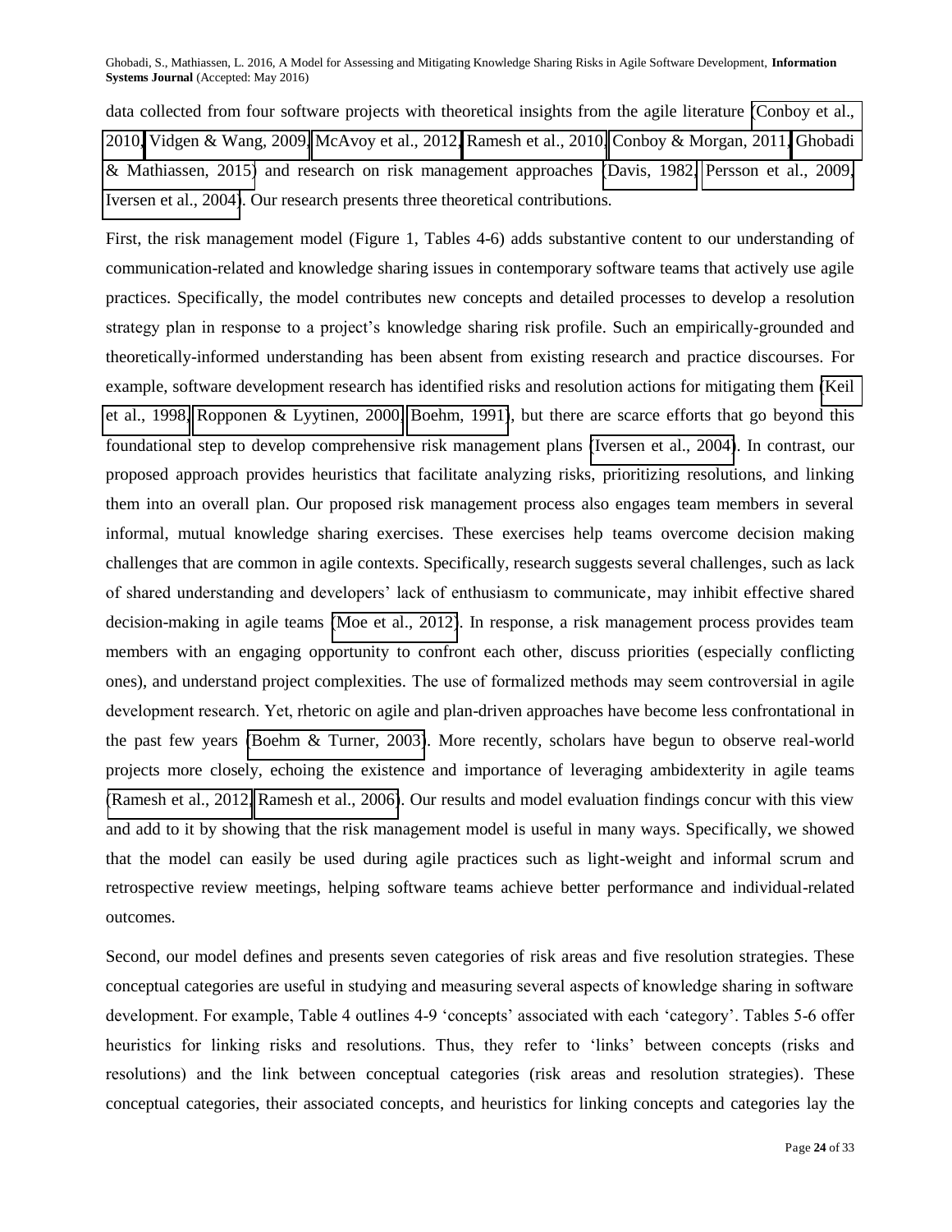data collected from four software projects with theoretical insights from the agile literature (Conboy et al., 2010, Vidgen & Wang, 2009, McAvoy et al., 2012, Ramesh et al., 2010, Conboy & Morgan, 2011, Ghobadi & Mathiassen, 2015) and research on risk management approaches (Davis, 1982, Persson et al., 2009, Iversen et al., 2004). Our research presents three theoretical contributions.

First, the risk management model (Figure 1, Tables 4-6) adds substantive content to our understanding of communication-related and knowledge sharing issues in contemporary software teams that actively use agile practices. Specifically, the model contributes new concepts and detailed processes to develop a resolution strategy plan in response to a project's knowledge sharing risk profile. Such an empirically-grounded and theoretically-informed understanding has been absent from existing research and practice discourses. For example, software development research has identified risks and resolution actions for mitigating them (Keil et al., 1998, Ropponen & Lyytinen, 2000, Boehm, 1991), but there are scarce efforts that go beyond this foundational step to develop comprehensive risk management plans (Iversen et al., 2004). In contrast, our proposed approach provides heuristics that facilitate analyzing risks, prioritizing resolutions, and linking them into an overall plan. Our proposed risk management process also engages team members in several informal, mutual knowledge sharing exercises. These exercises help teams overcome decision making challenges that are common in agile contexts. Specifically, research suggests several challenges, such as lack of shared understanding and developers' lack of enthusiasm to communicate, may inhibit effective shared decision-making in agile teams (Moe et al., 2012). In response, a risk management process provides team members with an engaging opportunity to confront each other, discuss priorities (especially conflicting ones), and understand project complexities. The use of formalized methods may seem controversial in agile development research. Yet, rhetoric on agile and plan-driven approaches have become less confrontational in the past few years (Boehm & Turner, 2003). More recently, scholars have begun to observe real-world projects more closely, echoing the existence and importance of leveraging ambidexterity in agile teams (Ramesh et al., 2012, Ramesh et al., 2006). Our results and model evaluation findings concur with this view and add to it by showing that the risk management model is useful in many ways. Specifically, we showed that the model can easily be used during agile practices such as light-weight and informal scrum and retrospective review meetings, helping software teams achieve better performance and individual-related outcomes.

Second, our model defines and presents seven categories of risk areas and five resolution strategies. These conceptual categories are useful in studying and measuring several aspects of knowledge sharing in software development. For example, Table 4 outlines 4-9 'concepts' associated with each 'category'. Tables 5-6 offer heuristics for linking risks and resolutions. Thus, they refer to 'links' between concepts (risks and resolutions) and the link between conceptual categories (risk areas and resolution strategies). These conceptual categories, their associated concepts, and heuristics for linking concepts and categories lay the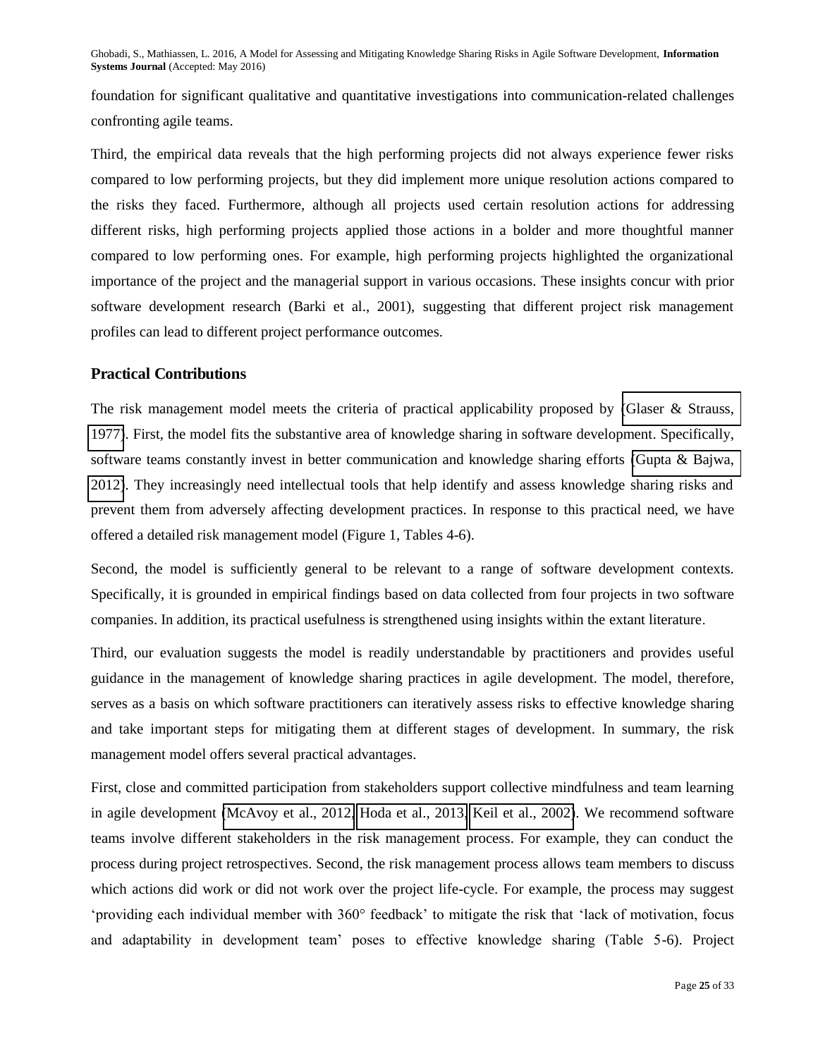foundation for significant qualitative and quantitative investigations into communication-related challenges confronting agile teams.

Third, the empirical data reveals that the high performing projects did not always experience fewer risks compared to low performing projects, but they did implement more unique resolution actions compared to the risks they faced. Furthermore, although all projects used certain resolution actions for addressing different risks, high performing projects applied those actions in a bolder and more thoughtful manner compared to low performing ones. For example, high performing projects highlighted the organizational importance of the project and the managerial support in various occasions. These insights concur with prior software development research (Barki et al., 2001), suggesting that different project risk management profiles can lead to different project performance outcomes.

## Practical Contributions

The risk management model meets the criteria of practical applicability proposed by (Glaser & Strauss, 1977). First, the model fits the substantive area of knowledge sharing in software development. Specifically, software teams constantly invest in better communication and knowledge sharing efforts (Gupta & Bajwa, 2012). They increasingly need intellectual tools that help identify and assess knowledge sharing risks and prevent them from adversely affecting development practices. In response to this practical need, we have offered a detailed risk management model (Figure 1, Tables 4-6).

Second, the model is sufficiently general to be relevant to a range of software development contexts. Specifically, it is grounded in empirical findings based on data collected from four projects in two software companies. In addition, its practical usefulness is strengthened using insights within the extant literature.

Third, our evaluation suggests the model is readily understandable by practitioners and provides useful guidance in the management of knowledge sharing practices in agile development. The model, therefore, serves as a basis on which software practitioners can iteratively assess risks to effective knowledge sharing and take important steps for mitigating them at different stages of development. In summary, the risk management model offers several practical advantages.

First, close and committed participation from stakeholders support collective mindfulness and team learning in agile development (McAvoy et al., 2012, Hoda et al., 2013, Keil et al., 2002). We recommend software teams involve different stakeholders in the risk management process. For example, they can conduct the process during project retrospectives. Second, the risk management process allows team members to discuss which actions did work or did not work over the project life-cycle. For example, the process may suggest 'providing each individual member with 360° feedback' to mitigate the risk that 'lack of motivation, focus and adaptability in development team' poses to effective knowledge sharing (Table 5-6). Project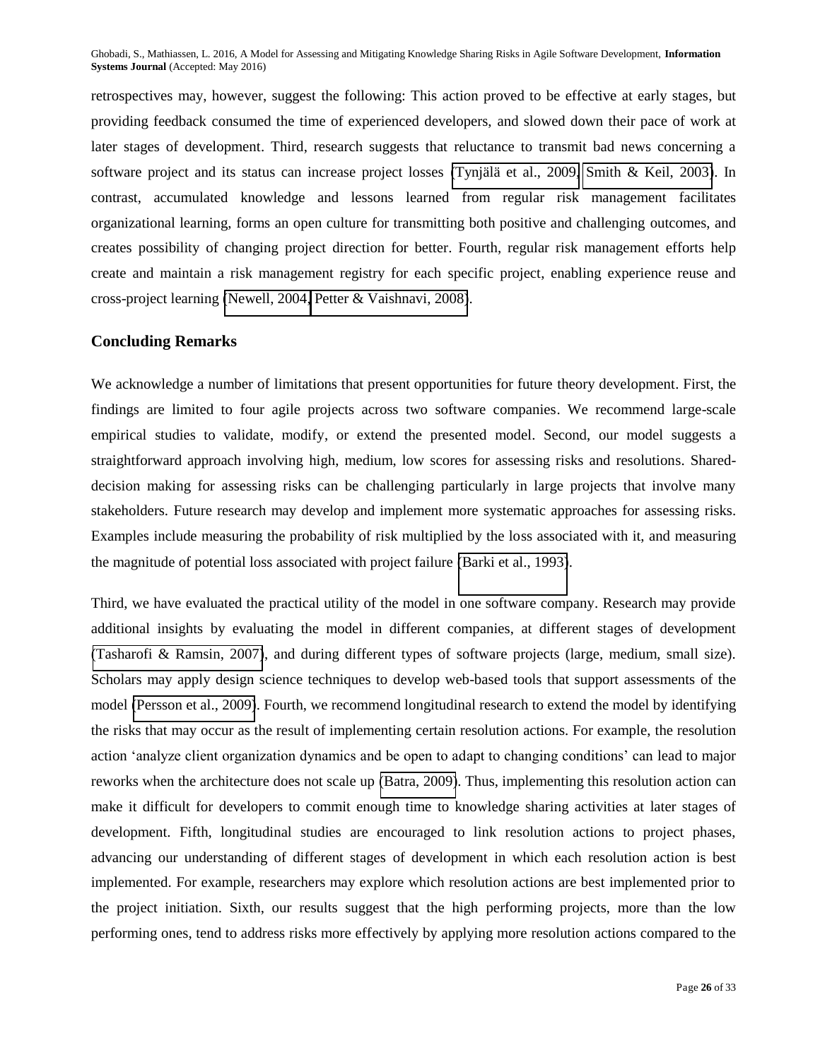retrospectives may, however, suggest the following: This action proved to be effective at early stages, but providing feedback consumed the time of experienced developers, and slowed down their pace of work at later stages of development. Third, research suggests that reluctance to transmit bad news concerning a software project and its status can increase project losses (Tynjälä et al., 2009; Smith & Keil, 2003). In contrast, accumulated knowledge and lessons learned from regular risk management facilitates organizational learning, forms an open culture for transmitting both positive and challenging outcomes, and creates possibility of changing project direction for better. Fourth, regular risk management efforts help create and maintain a risk management registry for each specific project, enabling experience reuse and cross-project learning (Newell, 2004; Petter & Vaishnavi, 2008).

## Concluding Remarks

We acknowledge a number of limitations that present opportunities for future theory development. First, the findings are limited to four agile projects across two software companies. We recommend large-scale empirical studies to validate, modify, or extend the presented model. Second, our model suggests a straightforward approach involving high, medium, low scores for assessing risks and resolutions. Shared-decision making for assessing risks can be challenging particularly in large projects that involve many stakeholders. Future research may develop and implement more systematic approaches for assessing risks. Examples include measuring the probability of risk multiplied by the loss associated with it, and measuring the magnitude of potential loss associated with project failure (Barki et al., 1993).

Third, we have evaluated the practical utility of the model in one software company. Research may provide additional insights by evaluating the model in different companies, at different stages of development (Tasharofi & Ramsin, 2007), and during different types of software projects (large, medium, small size). Scholars may apply design science techniques to develop web-based tools that support assessments of the model (Persson et al., 2009). Fourth, we recommend longitudinal research to extend the model by identifying the risks that may occur as the result of implementing certain resolution actions. For example, the resolution action 'analyze client organization dynamics and be open to adapt to changing conditions' can lead to major reworks when the architecture does not scale up (Batra, 2009). Thus, implementing this resolution action can make it difficult for developers to commit enough time to knowledge sharing activities at later stages of development. Fifth, longitudinal studies are encouraged to link resolution actions to project phases, advancing our understanding of different stages of development in which each resolution action is best implemented. For example, researchers may explore which resolution actions are best implemented prior to the project initiation. Sixth, our results suggest that the high performing projects, more than the low performing ones, tend to address risks more effectively by applying more resolution actions compared to the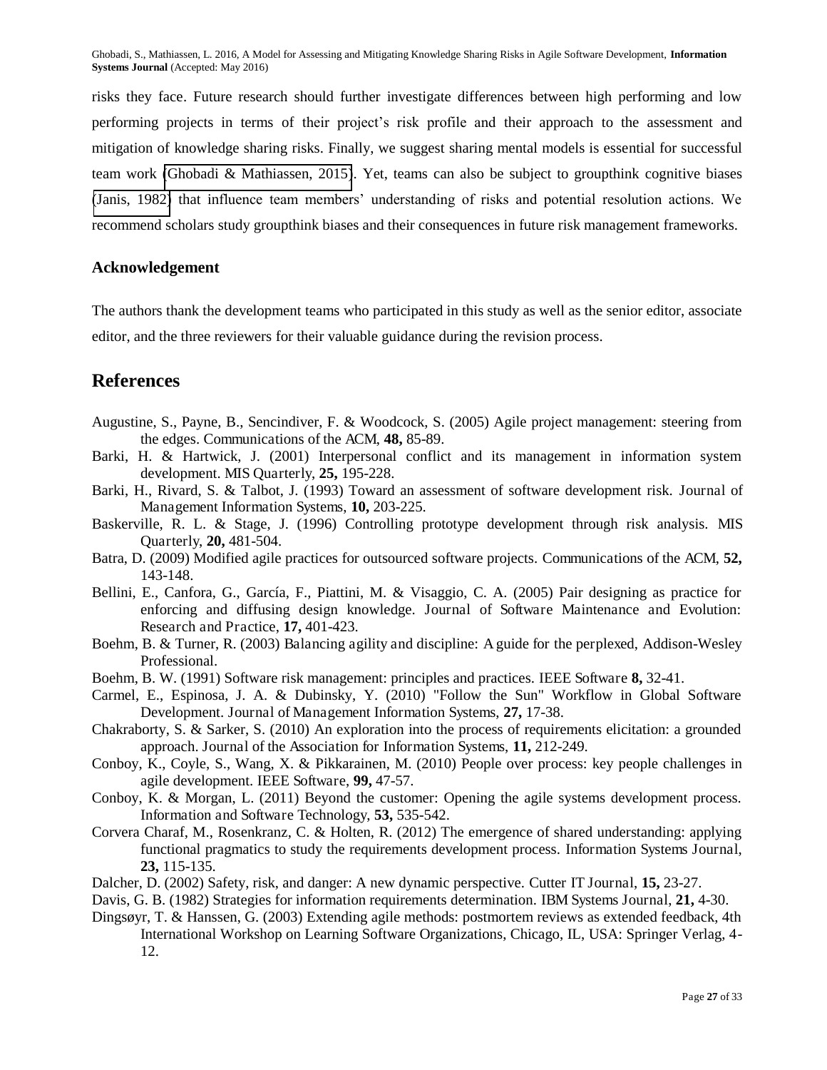risks they face. Future research should further investigate differences between high performing and low performing projects in terms of their project's risk profile and their approach to the assessment and mitigation of knowledge sharing risks. Finally, we suggest sharing mental models is essential for successful team work (Ghobadi & Mathiassen, 2015). Yet, teams can also be subject to groupthink cognitive biases (Janis, 1982) that influence team members' understanding of risks and potential resolution actions. We recommend scholars study groupthink biases and their consequences in future risk management frameworks.

## Acknowledgement

The authors thank the development teams who participated in this study as well as the senior editor, associate editor, and the three reviewers for their valuable guidance during the revision process.

# References

Augustine, S., Payne, B., Sencindiver, F. & Woodcock, S. (2005) Agile project management: steering from the edges. Communications of the ACM, **48,** 85-89.

Barki, H. & Hartwick, J. (2001) Interpersonal conflict and its management in information system development. MIS Quarterly, **25,** 195-228.

Barki, H., Rivard, S. & Talbot, J. (1993) Toward an assessment of software development risk. Journal of Management Information Systems, **10,** 203-225.

Baskerville, R. L. & Stage, J. (1996) Controlling prototype development through risk analysis. MIS Quarterly, **20,** 481-504.

Batra, D. (2009) Modified agile practices for outsourced software projects. Communications of the ACM, **52,** 143-148.

Bellini, E., Canfora, G., García, F., Piattini, M. & Visaggio, C. A. (2005) Pair designing as practice for enforcing and diffusing design knowledge. Journal of Software Maintenance and Evolution: Research and Practice, **17,** 401-423.

Boehm, B. & Turner, R. (2003) Balancing agility and discipline: A guide for the perplexed, Addison-Wesley Professional.

Boehm, B. W. (1991) Software risk management: principles and practices. IEEE Software **8,** 32-41.

Carmel, E., Espinosa, J. A. & Dubinsky, Y. (2010) "Follow the Sun" Workflow in Global Software Development. Journal of Management Information Systems, **27,** 17-38.

Chakraborty, S. & Sarker, S. (2010) An exploration into the process of requirements elicitation: a grounded approach. Journal of the Association for Information Systems, **11,** 212-249.

Conboy, K., Coyle, S., Wang, X. & Pikkarainen, M. (2010) People over process: key people challenges in agile development. IEEE Software, **99,** 47-57.

Conboy, K. & Morgan, L. (2011) Beyond the customer: Opening the agile systems development process. Information and Software Technology, **53,** 535-542.

Corvera Charaf, M., Rosenkranz, C. & Holten, R. (2012) The emergence of shared understanding: applying functional pragmatics to study the requirements development process. Information Systems Journal, **23,** 115-135.

Dalcher, D. (2002) Safety, risk, and danger: A new dynamic perspective. Cutter IT Journal, **15,** 23-27.

Davis, G. B. (1982) Strategies for information requirements determination. IBM Systems Journal, **21,** 4-30.

Dingsøyr, T. & Hanssen, G. (2003) Extending agile methods: postmortem reviews as extended feedback, 4th International Workshop on Learning Software Organizations, Chicago, IL, USA: Springer Verlag, 4-12.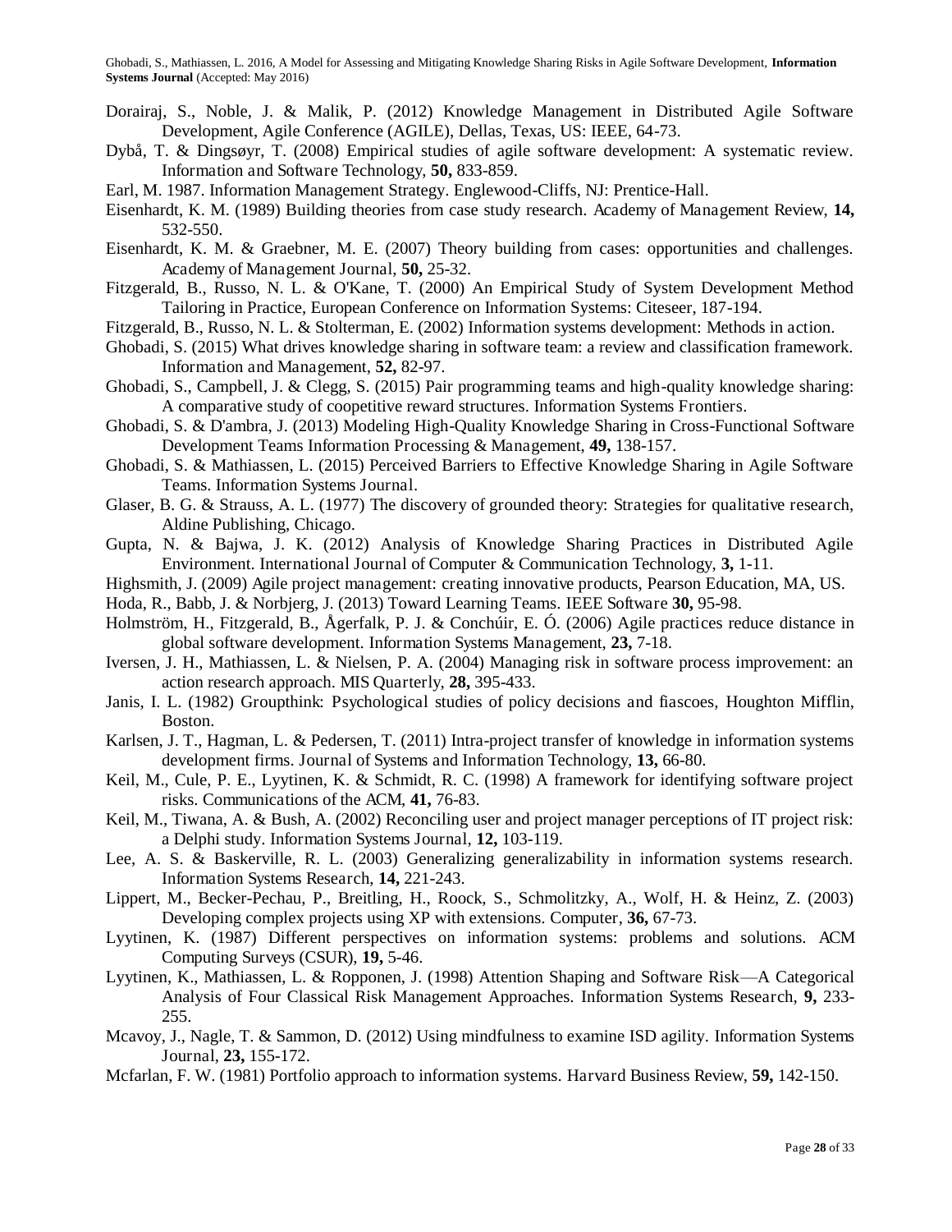Dorairaj, S., Noble, J. & Malik, P. (2012) Knowledge Management in Distributed Agile Software Development, Agile Conference (AGILE), Dellas, Texas, US: IEEE, 64-73.

Dybå, T. & Dingsøyr, T. (2008) Empirical studies of agile software development: A systematic review. Information and Software Technology, **50,** 833-859.

Earl, M. 1987. Information Management Strategy. Englewood-Cliffs, NJ: Prentice-Hall.

Eisenhardt, K. M. (1989) Building theories from case study research. Academy of Management Review, **14,** 532-550.

Eisenhardt, K. M. & Graebner, M. E. (2007) Theory building from cases: opportunities and challenges. Academy of Management Journal, **50,** 25-32.

Fitzgerald, B., Russo, N. L. & O'Kane, T. (2000) An Empirical Study of System Development Method Tailoring in Practice, European Conference on Information Systems: Citeseer, 187-194.

Fitzgerald, B., Russo, N. L. & Stolterman, E. (2002) Information systems development: Methods in action.

Ghobadi, S. (2015) What drives knowledge sharing in software team: a review and classification framework. Information and Management, **52,** 82-97.

Ghobadi, S., Campbell, J. & Clegg, S. (2015) Pair programming teams and high-quality knowledge sharing: A comparative study of coopetitive reward structures. Information Systems Frontiers.

Ghobadi, S. & D'ambra, J. (2013) Modeling High-Quality Knowledge Sharing in Cross-Functional Software Development Teams Information Processing & Management, **49,** 138-157.

Ghobadi, S. & Mathiassen, L. (2015) Perceived Barriers to Effective Knowledge Sharing in Agile Software Teams. Information Systems Journal.

Glaser, B. G. & Strauss, A. L. (1977) The discovery of grounded theory: Strategies for qualitative research, Aldine Publishing, Chicago.

Gupta, N. & Bajwa, J. K. (2012) Analysis of Knowledge Sharing Practices in Distributed Agile Environment. International Journal of Computer & Communication Technology, **3,** 1-11.

Highsmith, J. (2009) Agile project management: creating innovative products, Pearson Education, MA, US.

Hoda, R., Babb, J. & Norbjerg, J. (2013) Toward Learning Teams. IEEE Software **30,** 95-98.

Holmström, H., Fitzgerald, B., Ågerfalk, P. J. & Conchúir, E. Ó. (2006) Agile practices reduce distance in global software development. Information Systems Management, **23,** 7-18.

Iversen, J. H., Mathiassen, L. & Nielsen, P. A. (2004) Managing risk in software process improvement: an action research approach. MIS Quarterly, **28,** 395-433.

Janis, I. L. (1982) Groupthink: Psychological studies of policy decisions and fiascoes, Houghton Mifflin, Boston.

Karlsen, J. T., Hagman, L. & Pedersen, T. (2011) Intra-project transfer of knowledge in information systems development firms. Journal of Systems and Information Technology, **13,** 66-80.

Keil, M., Cule, P. E., Lyytinen, K. & Schmidt, R. C. (1998) A framework for identifying software project risks. Communications of the ACM, **41,** 76-83.

Keil, M., Tiwana, A. & Bush, A. (2002) Reconciling user and project manager perceptions of IT project risk: a Delphi study. Information Systems Journal, **12,** 103-119.

Lee, A. S. & Baskerville, R. L. (2003) Generalizing generalizability in information systems research. Information Systems Research, **14,** 221-243.

Lippert, M., Becker-Pechau, P., Breitling, H., Roock, S., Schmolitzky, A., Wolf, H. & Heinz, Z. (2003) Developing complex projects using XP with extensions. Computer, **36,** 67-73.

Lyytinen, K. (1987) Different perspectives on information systems: problems and solutions. ACM Computing Surveys (CSUR), **19,** 5-46.

Lyytinen, K., Mathiassen, L. & Ropponen, J. (1998) Attention Shaping and Software Risk—A Categorical Analysis of Four Classical Risk Management Approaches. Information Systems Research, **9,** 233-255.

Mcavoy, J., Nagle, T. & Sammon, D. (2012) Using mindfulness to examine ISD agility. Information Systems Journal, **23,** 155-172.

Mcfarlan, F. W. (1981) Portfolio approach to information systems. Harvard Business Review, **59,** 142-150.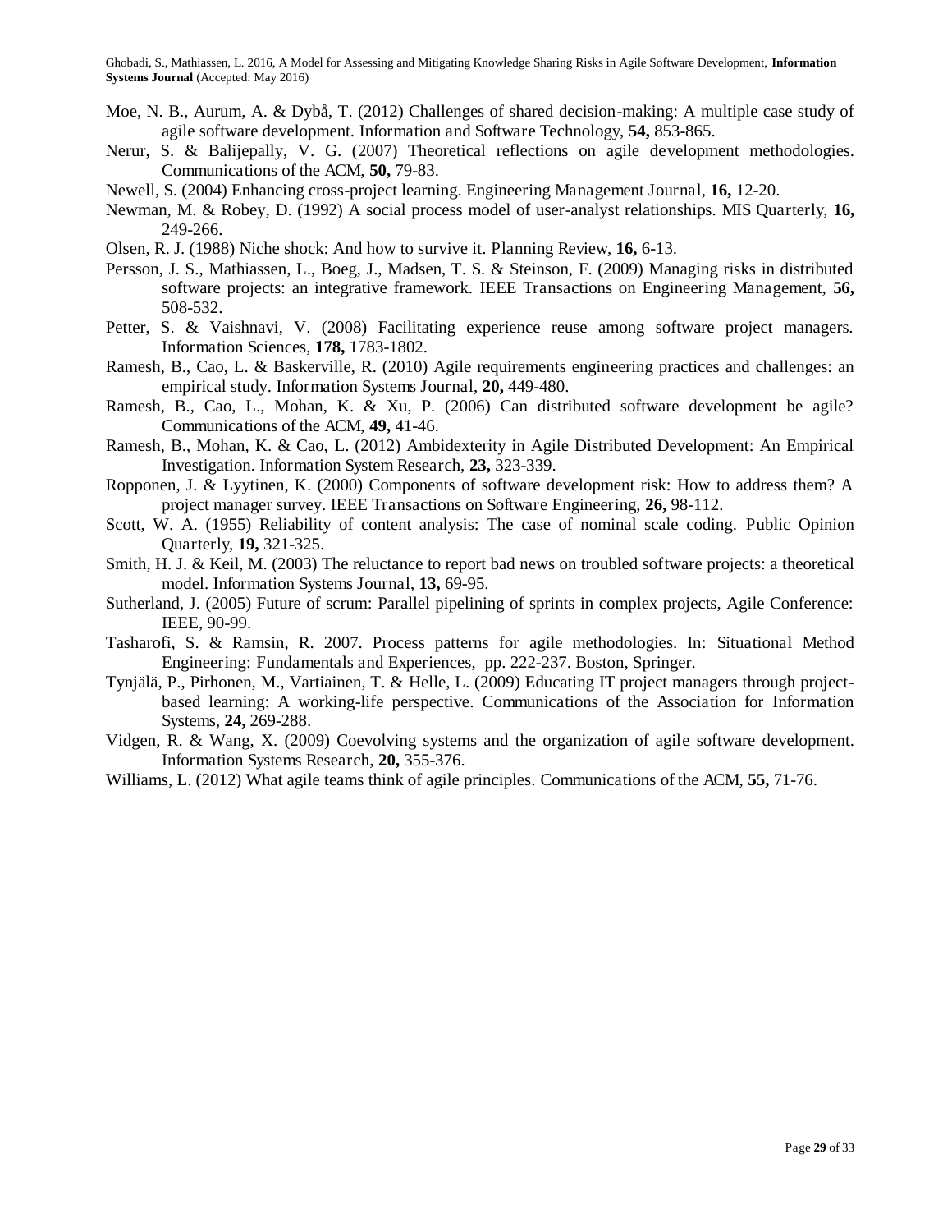Moe, N. B., Aurum, A. & Dybå, T. (2012) Challenges of shared decision-making: A multiple case study of agile software development. Information and Software Technology, **54,** 853-865.

Nerur, S. & Balijepally, V. G. (2007) Theoretical reflections on agile development methodologies. Communications of the ACM, **50,** 79-83.

Newell, S. (2004) Enhancing cross-project learning. Engineering Management Journal, **16,** 12-20.

Newman, M. & Robey, D. (1992) A social process model of user-analyst relationships. MIS Quarterly, **16,** 249-266.

Olsen, R. J. (1988) Niche shock: And how to survive it. Planning Review, **16,** 6-13.

Persson, J. S., Mathiassen, L., Boeg, J., Madsen, T. S. & Steinson, F. (2009) Managing risks in distributed software projects: an integrative framework. IEEE Transactions on Engineering Management, **56,** 508-532.

Petter, S. & Vaishnavi, V. (2008) Facilitating experience reuse among software project managers. Information Sciences, **178,** 1783-1802.

Ramesh, B., Cao, L. & Baskerville, R. (2010) Agile requirements engineering practices and challenges: an empirical study. Information Systems Journal, **20,** 449-480.

Ramesh, B., Cao, L., Mohan, K. & Xu, P. (2006) Can distributed software development be agile? Communications of the ACM, **49,** 41-46.

Ramesh, B., Mohan, K. & Cao, L. (2012) Ambidexterity in Agile Distributed Development: An Empirical Investigation. Information System Research, **23,** 323-339.

Ropponen, J. & Lyytinen, K. (2000) Components of software development risk: How to address them? A project manager survey. IEEE Transactions on Software Engineering, **26,** 98-112.

Scott, W. A. (1955) Reliability of content analysis: The case of nominal scale coding. Public Opinion Quarterly, **19,** 321-325.

Smith, H. J. & Keil, M. (2003) The reluctance to report bad news on troubled software projects: a theoretical model. Information Systems Journal, **13,** 69-95.

Sutherland, J. (2005) Future of scrum: Parallel pipelining of sprints in complex projects, Agile Conference: IEEE, 90-99.

Tasharofi, S. & Ramsin, R. 2007. Process patterns for agile methodologies. In: Situational Method Engineering: Fundamentals and Experiences, pp. 222-237. Boston, Springer.

Tynjälä, P., Pirhonen, M., Vartiainen, T. & Helle, L. (2009) Educating IT project managers through project-based learning: A working-life perspective. Communications of the Association for Information Systems, **24,** 269-288.

Vidgen, R. & Wang, X. (2009) Coevolving systems and the organization of agile software development. Information Systems Research, **20,** 355-376.

Williams, L. (2012) What agile teams think of agile principles. Communications of the ACM, **55,** 71-76.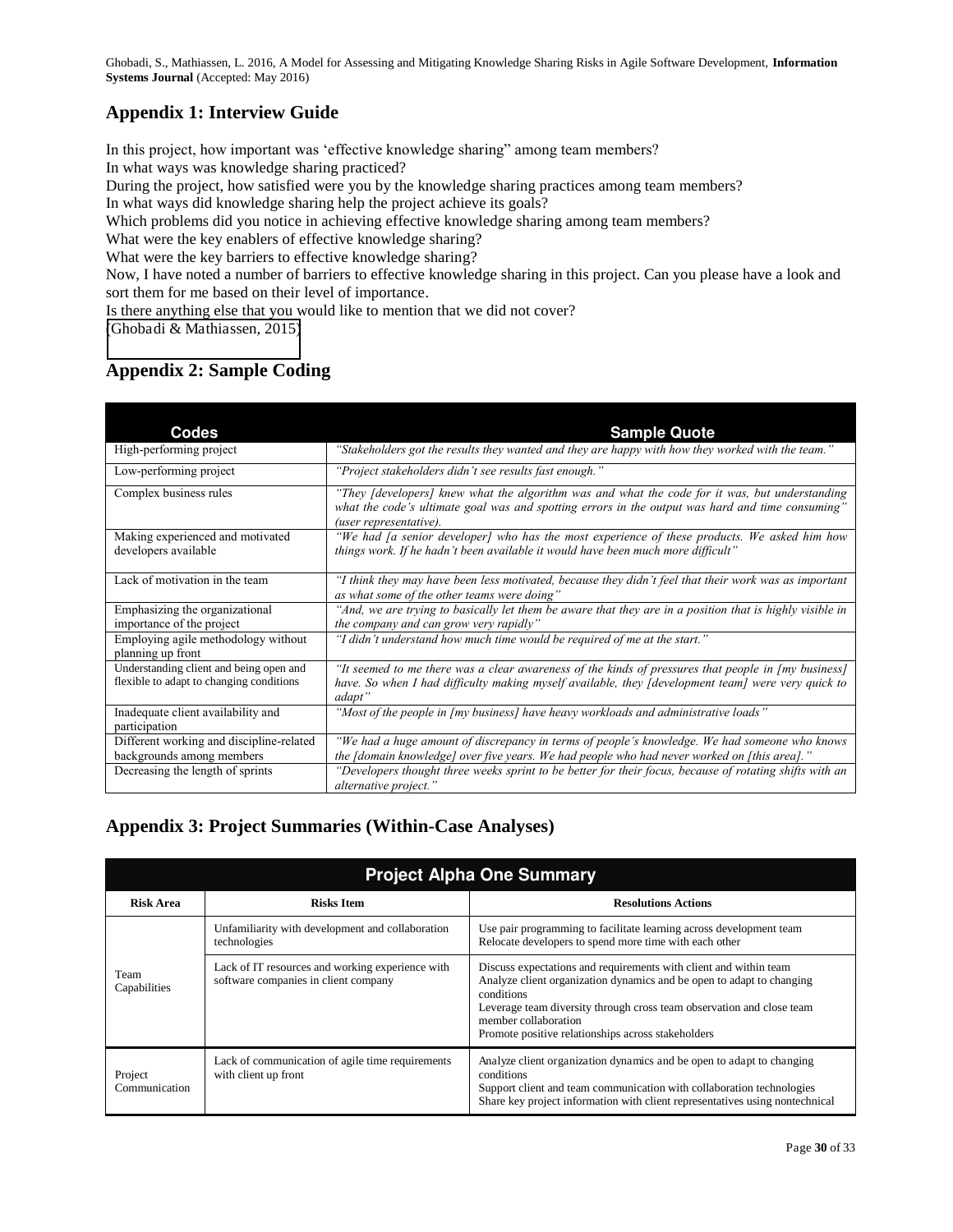## Appendix 1: Interview Guide

In this project, how important was 'effective knowledge sharing" among team members?
In what ways was knowledge sharing practiced?
During the project, how satisfied were you by the knowledge sharing practices among team members?
In what ways did knowledge sharing help the project achieve its goals?
Which problems did you notice in achieving effective knowledge sharing among team members?
What were the key enablers of effective knowledge sharing?
What were the key barriers to effective knowledge sharing?
Now, I have noted a number of barriers to effective knowledge sharing in this project. Can you please have a look and sort them for me based on their level of importance.
Is there anything else that you would like to mention that we did not cover?
(Ghobadi & Mathiassen, 2015)

## Appendix 2: Sample Coding

| Codes | Sample Quote |
|---|---|
| High-performing project | *"Stakeholders got the results they wanted and they are happy with how they worked with the team."* |
| Low-performing project | *"Project stakeholders didn't see results fast enough."* |
| Complex business rules | *"They [developers] knew what the algorithm was and what the code for it was, but understanding what the code's ultimate goal was and spotting errors in the output was hard and time consuming" (user representative).* |
| Making experienced and motivated developers available | *"We had [a senior developer] who has the most experience of these products. We asked him how things work. If he hadn't been available it would have been much more difficult"* |
| Lack of motivation in the team | *"I think they may have been less motivated, because they didn't feel that their work was as important as what some of the other teams were doing"* |
| Emphasizing the organizational importance of the project | *"And, we are trying to basically let them be aware that they are in a position that is highly visible in the company and can grow very rapidly"* |
| Employing agile methodology without planning up front | *"I didn't understand how much time would be required of me at the start."* |
| Understanding client and being open and flexible to adapt to changing conditions | *"It seemed to me there was a clear awareness of the kinds of pressures that people in [my business] have. So when I had difficulty making myself available, they [development team] were very quick to adapt"* |
| Inadequate client availability and participation | *"Most of the people in [my business] have heavy workloads and administrative loads"* |
| Different working and discipline-related backgrounds among members | *"We had a huge amount of discrepancy in terms of people's knowledge. We had someone who knows the [domain knowledge] over five years. We had people who had never worked on [this area]."* |
| Decreasing the length of sprints | *"Developers thought three weeks sprint to be better for their focus, because of rotating shifts with an alternative project."* |

## Appendix 3: Project Summaries (Within-Case Analyses)

| Project Alpha One Summary | | |
|---|---|---|
| **Risk Area** | **Risks Item** | **Resolutions Actions** |
| Team Capabilities | Unfamiliarity with development and collaboration technologies | Use pair programming to facilitate learning across development team<br>Relocate developers to spend more time with each other |
| | Lack of IT resources and working experience with software companies in client company | Discuss expectations and requirements with client and within team<br>Analyze client organization dynamics and be open to adapt to changing conditions<br>Leverage team diversity through cross team observation and close team member collaboration<br>Promote positive relationships across stakeholders |
| Project Communication | Lack of communication of agile time requirements with client up front | Analyze client organization dynamics and be open to adapt to changing conditions<br>Support client and team communication with collaboration technologies<br>Share key project information with client representatives using nontechnical |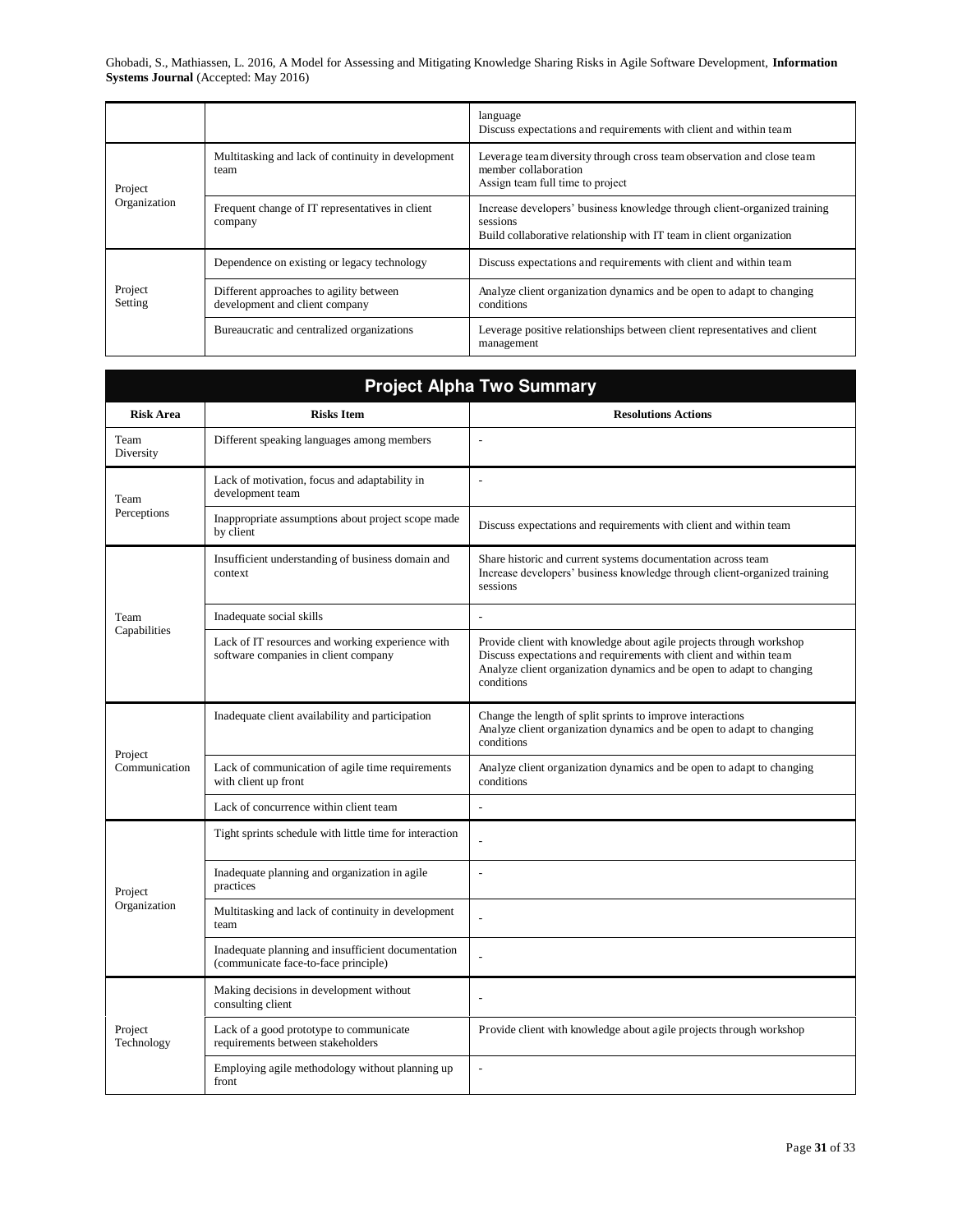| | | |
|---|---|---|
| | | language<br>Discuss expectations and requirements with client and within team |
| Project Organization | Multitasking and lack of continuity in development team | Leverage team diversity through cross team observation and close team member collaboration<br>Assign team full time to project |
| | Frequent change of IT representatives in client company | Increase developers' business knowledge through client-organized training sessions<br>Build collaborative relationship with IT team in client organization |
| Project Setting | Dependence on existing or legacy technology | Discuss expectations and requirements with client and within team |
| | Different approaches to agility between development and client company | Analyze client organization dynamics and be open to adapt to changing conditions |
| | Bureaucratic and centralized organizations | Leverage positive relationships between client representatives and client management |

**Project Alpha Two Summary**

| Risk Area | Risks Item | Resolutions Actions |
|---|---|---|
| Team Diversity | Different speaking languages among members | - |
| Team Perceptions | Lack of motivation, focus and adaptability in development team | - |
| | Inappropriate assumptions about project scope made by client | Discuss expectations and requirements with client and within team |
| Team Capabilities | Insufficient understanding of business domain and context | Share historic and current systems documentation across team<br>Increase developers' business knowledge through client-organized training sessions |
| | Inadequate social skills | - |
| | Lack of IT resources and working experience with software companies in client company | Provide client with knowledge about agile projects through workshop<br>Discuss expectations and requirements with client and within team<br>Analyze client organization dynamics and be open to adapt to changing conditions |
| Project Communication | Inadequate client availability and participation | Change the length of split sprints to improve interactions<br>Analyze client organization dynamics and be open to adapt to changing conditions |
| | Lack of communication of agile time requirements with client up front | Analyze client organization dynamics and be open to adapt to changing conditions |
| | Lack of concurrence within client team | - |
| Project Organization | Tight sprints schedule with little time for interaction | - |
| | Inadequate planning and organization in agile practices | - |
| | Multitasking and lack of continuity in development team | - |
| | Inadequate planning and insufficient documentation (communicate face-to-face principle) | - |
| Project Technology | Making decisions in development without consulting client | - |
| | Lack of a good prototype to communicate requirements between stakeholders | Provide client with knowledge about agile projects through workshop |
| | Employing agile methodology without planning up front | - |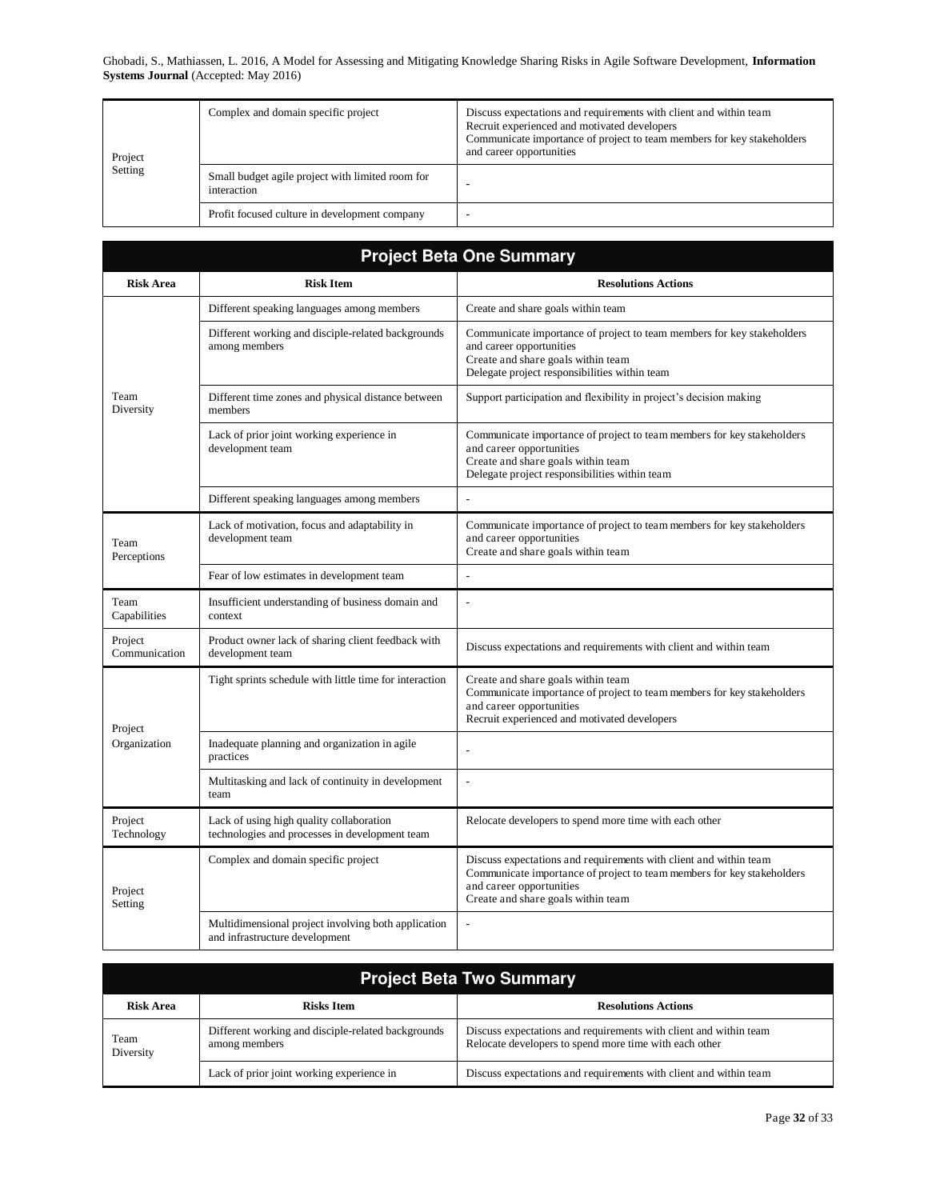| | | |
|---|---|---|
| Project Setting | Complex and domain specific project | Discuss expectations and requirements with client and within team<br>Recruit experienced and motivated developers<br>Communicate importance of project to team members for key stakeholders and career opportunities |
| | Small budget agile project with limited room for interaction | - |
| | Profit focused culture in development company | - |

**Project Beta One Summary**

| Risk Area | Risk Item | Resolutions Actions |
|---|---|---|
| Team Diversity | Different speaking languages among members | Create and share goals within team |
| | Different working and disciple-related backgrounds among members | Communicate importance of project to team members for key stakeholders and career opportunities<br>Create and share goals within team<br>Delegate project responsibilities within team |
| | Different time zones and physical distance between members | Support participation and flexibility in project's decision making |
| | Lack of prior joint working experience in development team | Communicate importance of project to team members for key stakeholders and career opportunities<br>Create and share goals within team<br>Delegate project responsibilities within team |
| | Different speaking languages among members | - |
| Team Perceptions | Lack of motivation, focus and adaptability in development team | Communicate importance of project to team members for key stakeholders and career opportunities<br>Create and share goals within team |
| | Fear of low estimates in development team | - |
| Team Capabilities | Insufficient understanding of business domain and context | - |
| Project Communication | Product owner lack of sharing client feedback with development team | Discuss expectations and requirements with client and within team |
| Project Organization | Tight sprints schedule with little time for interaction | Create and share goals within team<br>Communicate importance of project to team members for key stakeholders and career opportunities<br>Recruit experienced and motivated developers |
| | Inadequate planning and organization in agile practices | - |
| | Multitasking and lack of continuity in development team | - |
| Project Technology | Lack of using high quality collaboration technologies and processes in development team | Relocate developers to spend more time with each other |
| Project Setting | Complex and domain specific project | Discuss expectations and requirements with client and within team<br>Communicate importance of project to team members for key stakeholders and career opportunities<br>Create and share goals within team |
| | Multidimensional project involving both application and infrastructure development | - |

**Project Beta Two Summary**

| Risk Area | Risks Item | Resolutions Actions |
|---|---|---|
| Team Diversity | Different working and disciple-related backgrounds among members | Discuss expectations and requirements with client and within team<br>Relocate developers to spend more time with each other |
| | Lack of prior joint working experience in | Discuss expectations and requirements with client and within team |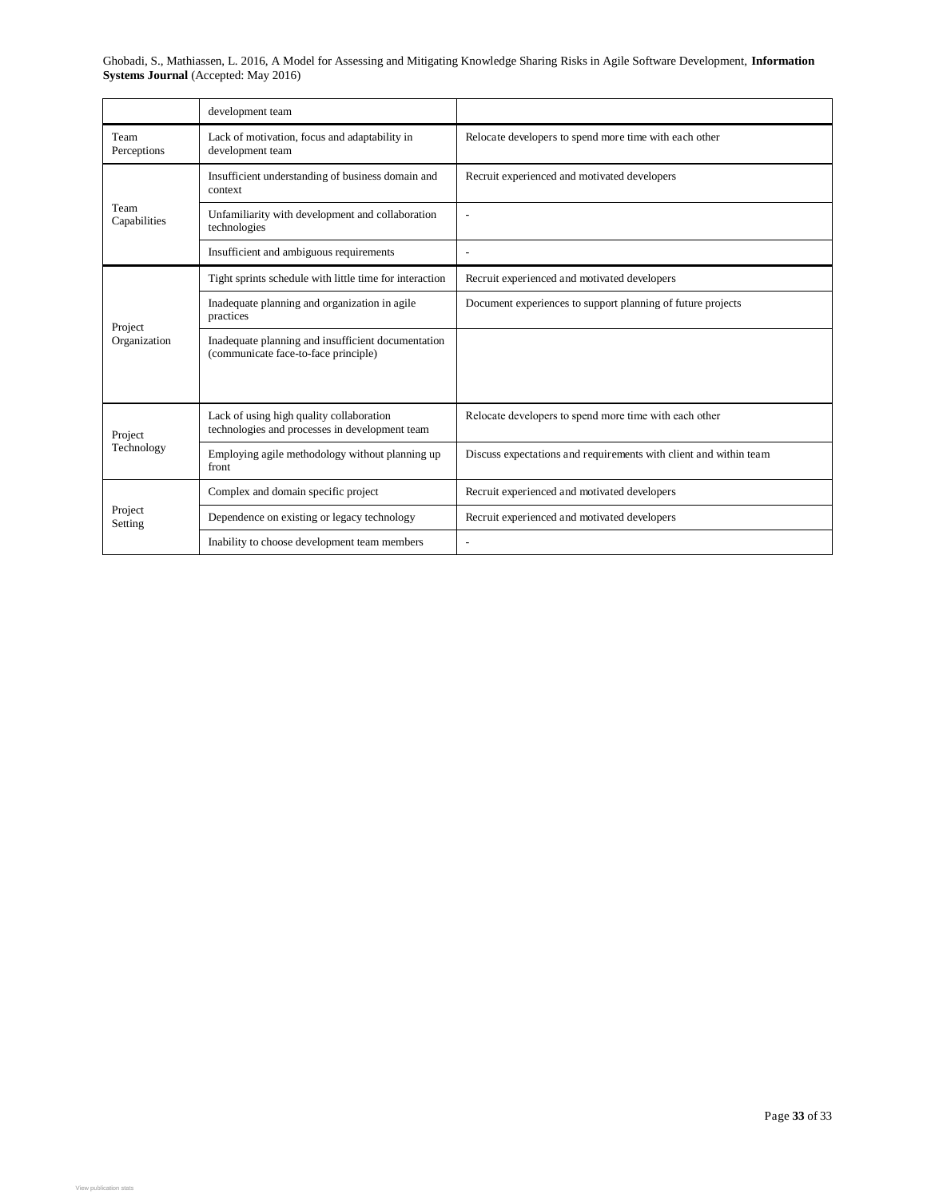| | | |
|---|---|---|
| | development team | |
| Team Perceptions | Lack of motivation, focus and adaptability in development team | Relocate developers to spend more time with each other |
| Team Capabilities | Insufficient understanding of business domain and context | Recruit experienced and motivated developers |
| | Unfamiliarity with development and collaboration technologies | - |
| | Insufficient and ambiguous requirements | - |
| Project Organization | Tight sprints schedule with little time for interaction | Recruit experienced and motivated developers |
| | Inadequate planning and organization in agile practices | Document experiences to support planning of future projects |
| | Inadequate planning and insufficient documentation (communicate face-to-face principle) | |
| Project Technology | Lack of using high quality collaboration technologies and processes in development team | Relocate developers to spend more time with each other |
| | Employing agile methodology without planning up front | Discuss expectations and requirements with client and within team |
| Project Setting | Complex and domain specific project | Recruit experienced and motivated developers |
| | Dependence on existing or legacy technology | Recruit experienced and motivated developers |
| | Inability to choose development team members | - |